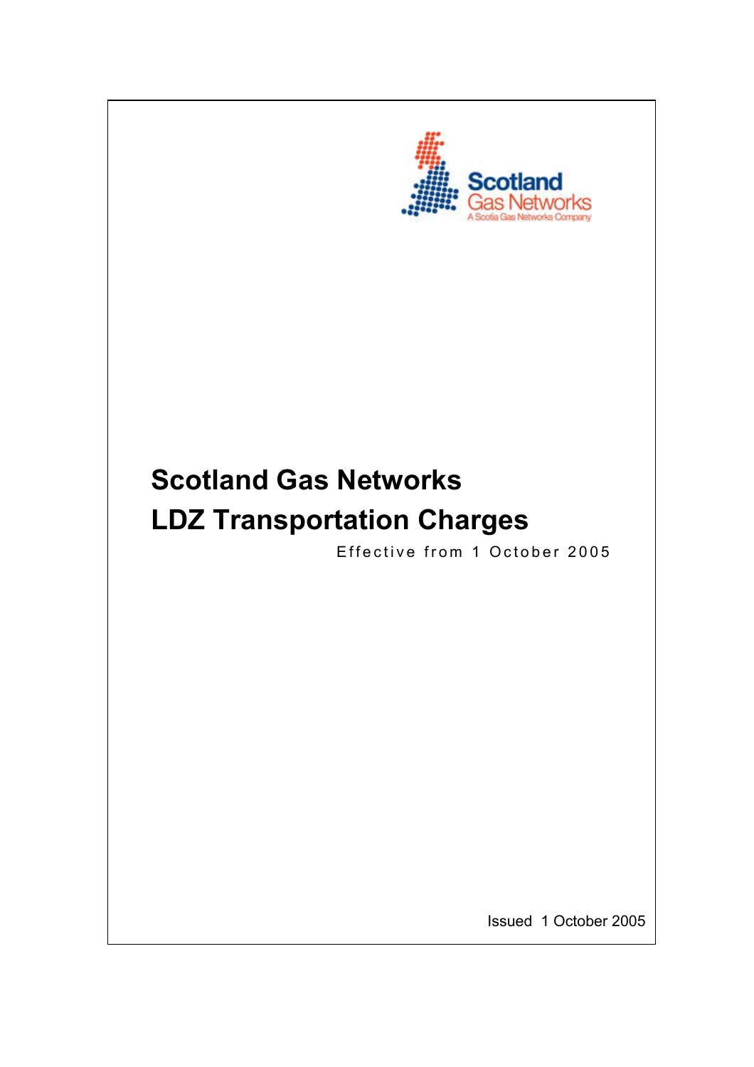Scotland Gas Networks
A Scotia Gas Networks Company

# Scotland Gas Networks
# LDZ Transportation Charges

Effective from 1 October 2005

Issued 1 October 2005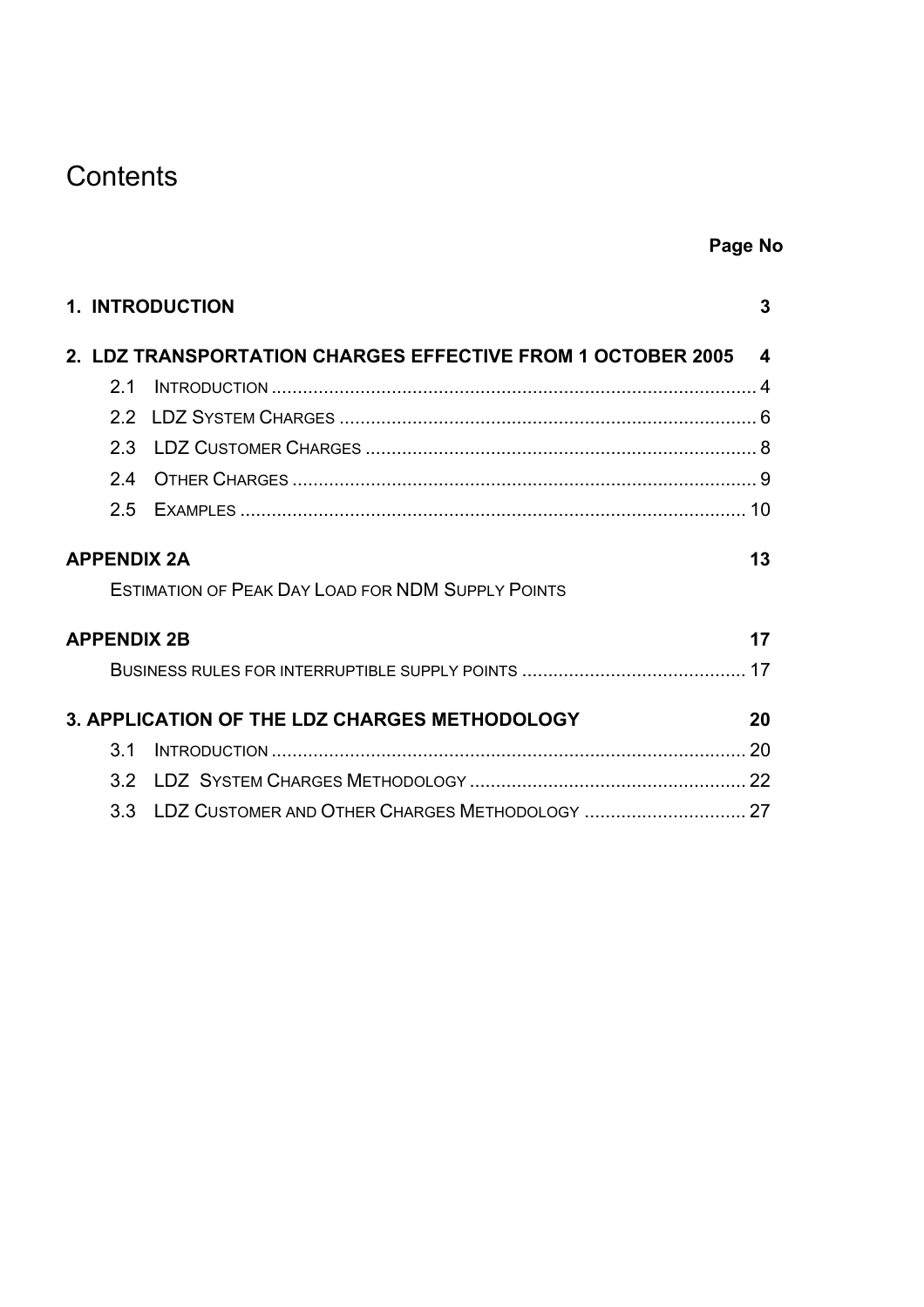# Contents

| | Page No |
|---|---|
| **1. INTRODUCTION** | **3** |
| **2. LDZ TRANSPORTATION CHARGES EFFECTIVE FROM 1 OCTOBER 2005** | **4** |
| 2.1 INTRODUCTION | 4 |
| 2.2 LDZ SYSTEM CHARGES | 6 |
| 2.3 LDZ CUSTOMER CHARGES | 8 |
| 2.4 OTHER CHARGES | 9 |
| 2.5 EXAMPLES | 10 |
| **APPENDIX 2A** | **13** |
| ESTIMATION OF PEAK DAY LOAD FOR NDM SUPPLY POINTS | |
| **APPENDIX 2B** | **17** |
| BUSINESS RULES FOR INTERRUPTIBLE SUPPLY POINTS | 17 |
| **3. APPLICATION OF THE LDZ CHARGES METHODOLOGY** | **20** |
| 3.1 INTRODUCTION | 20 |
| 3.2 LDZ SYSTEM CHARGES METHODOLOGY | 22 |
| 3.3 LDZ CUSTOMER AND OTHER CHARGES METHODOLOGY | 27 |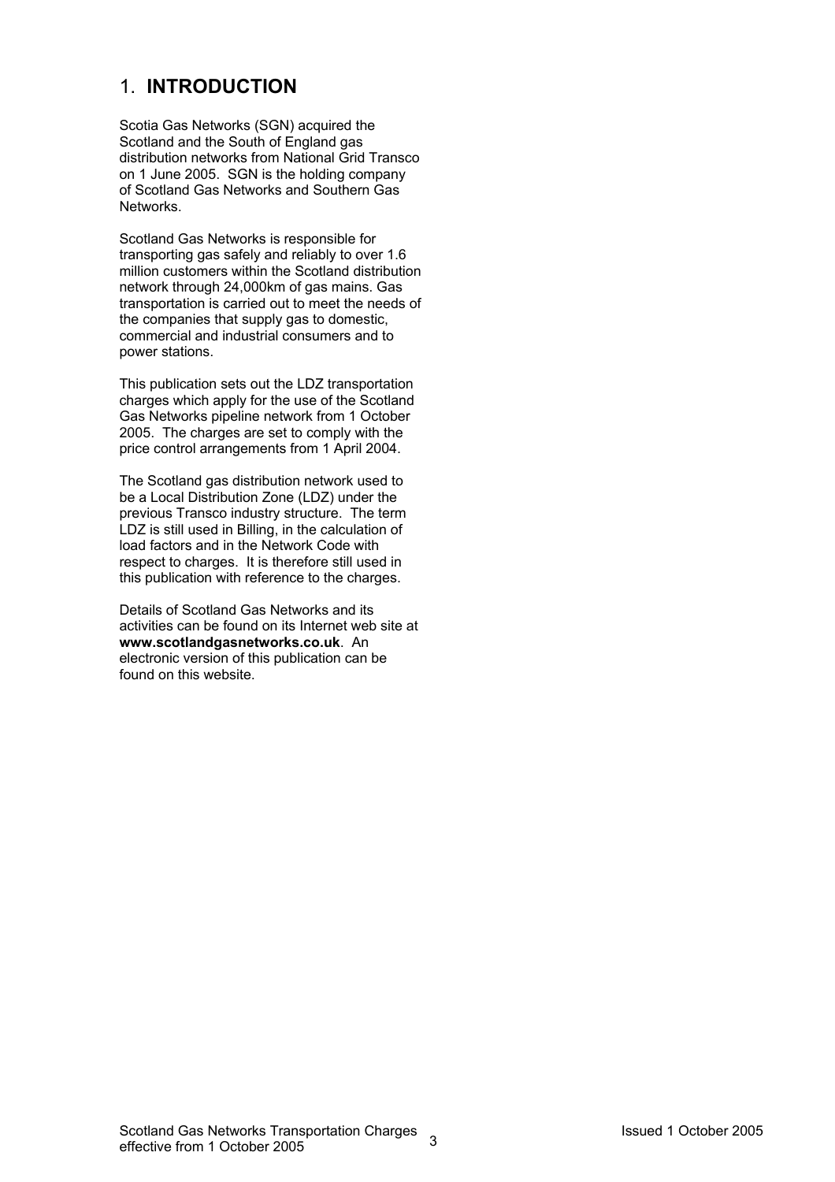# 1. **INTRODUCTION**

Scotia Gas Networks (SGN) acquired the Scotland and the South of England gas distribution networks from National Grid Transco on 1 June 2005. SGN is the holding company of Scotland Gas Networks and Southern Gas Networks.

Scotland Gas Networks is responsible for transporting gas safely and reliably to over 1.6 million customers within the Scotland distribution network through 24,000km of gas mains. Gas transportation is carried out to meet the needs of the companies that supply gas to domestic, commercial and industrial consumers and to power stations.

This publication sets out the LDZ transportation charges which apply for the use of the Scotland Gas Networks pipeline network from 1 October 2005. The charges are set to comply with the price control arrangements from 1 April 2004.

The Scotland gas distribution network used to be a Local Distribution Zone (LDZ) under the previous Transco industry structure. The term LDZ is still used in Billing, in the calculation of load factors and in the Network Code with respect to charges. It is therefore still used in this publication with reference to the charges.

Details of Scotland Gas Networks and its activities can be found on its Internet web site at **www.scotlandgasnetworks.co.uk**. An electronic version of this publication can be found on this website.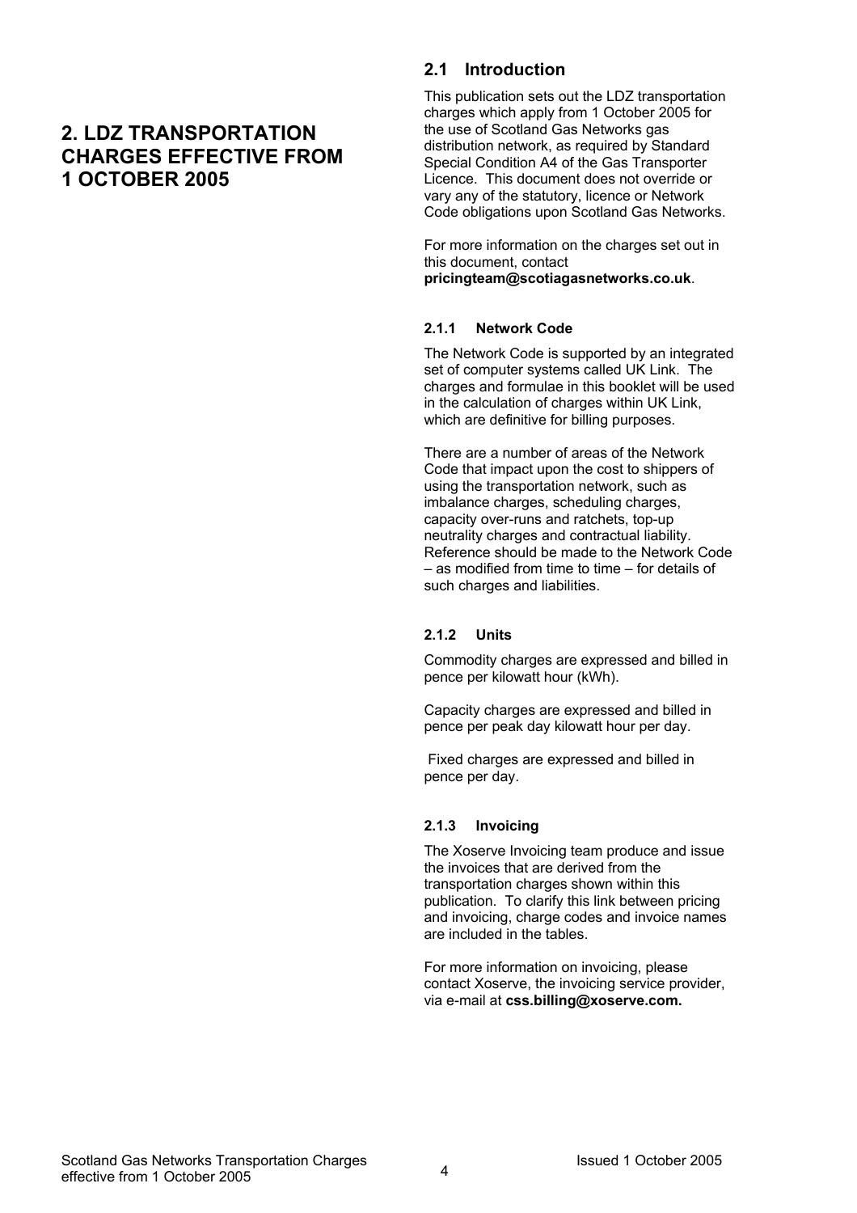## 2. LDZ TRANSPORTATION CHARGES EFFECTIVE FROM 1 OCTOBER 2005

### 2.1 Introduction

This publication sets out the LDZ transportation charges which apply from 1 October 2005 for the use of Scotland Gas Networks gas distribution network, as required by Standard Special Condition A4 of the Gas Transporter Licence. This document does not override or vary any of the statutory, licence or Network Code obligations upon Scotland Gas Networks.

For more information on the charges set out in this document, contact **pricingteam@scotiagasnetworks.co.uk**.

#### 2.1.1 Network Code

The Network Code is supported by an integrated set of computer systems called UK Link. The charges and formulae in this booklet will be used in the calculation of charges within UK Link, which are definitive for billing purposes.

There are a number of areas of the Network Code that impact upon the cost to shippers of using the transportation network, such as imbalance charges, scheduling charges, capacity over-runs and ratchets, top-up neutrality charges and contractual liability. Reference should be made to the Network Code – as modified from time to time – for details of such charges and liabilities.

#### 2.1.2 Units

Commodity charges are expressed and billed in pence per kilowatt hour (kWh).

Capacity charges are expressed and billed in pence per peak day kilowatt hour per day.

Fixed charges are expressed and billed in pence per day.

#### 2.1.3 Invoicing

The Xoserve Invoicing team produce and issue the invoices that are derived from the transportation charges shown within this publication. To clarify this link between pricing and invoicing, charge codes and invoice names are included in the tables.

For more information on invoicing, please contact Xoserve, the invoicing service provider, via e-mail at **css.billing@xoserve.com.**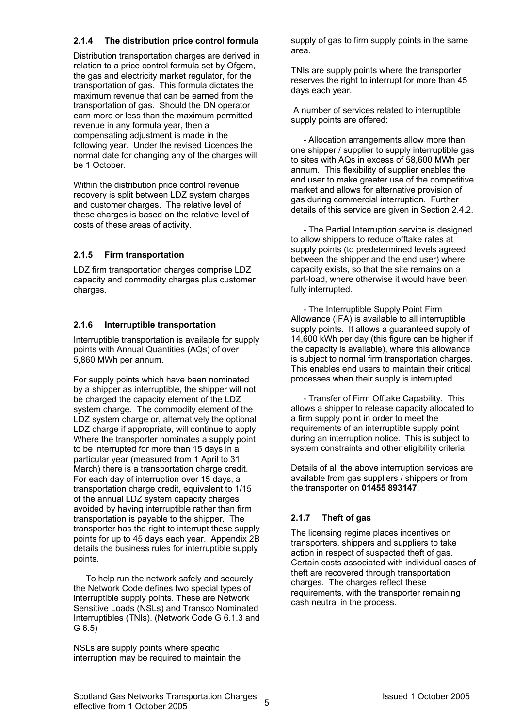### 2.1.4 The distribution price control formula

Distribution transportation charges are derived in relation to a price control formula set by Ofgem, the gas and electricity market regulator, for the transportation of gas. This formula dictates the maximum revenue that can be earned from the transportation of gas. Should the DN operator earn more or less than the maximum permitted revenue in any formula year, then a compensating adjustment is made in the following year. Under the revised Licences the normal date for changing any of the charges will be 1 October.

Within the distribution price control revenue recovery is split between LDZ system charges and customer charges. The relative level of these charges is based on the relative level of costs of these areas of activity.

### 2.1.5 Firm transportation

LDZ firm transportation charges comprise LDZ capacity and commodity charges plus customer charges.

### 2.1.6 Interruptible transportation

Interruptible transportation is available for supply points with Annual Quantities (AQs) of over 5,860 MWh per annum.

For supply points which have been nominated by a shipper as interruptible, the shipper will not be charged the capacity element of the LDZ system charge. The commodity element of the LDZ system charge or, alternatively the optional LDZ charge if appropriate, will continue to apply. Where the transporter nominates a supply point to be interrupted for more than 15 days in a particular year (measured from 1 April to 31 March) there is a transportation charge credit. For each day of interruption over 15 days, a transportation charge credit, equivalent to 1/15 of the annual LDZ system capacity charges avoided by having interruptible rather than firm transportation is payable to the shipper. The transporter has the right to interrupt these supply points for up to 45 days each year. Appendix 2B details the business rules for interruptible supply points.

To help run the network safely and securely the Network Code defines two special types of interruptible supply points. These are Network Sensitive Loads (NSLs) and Transco Nominated Interruptibles (TNIs). (Network Code G 6.1.3 and G 6.5)

NSLs are supply points where specific interruption may be required to maintain the supply of gas to firm supply points in the same area.

TNIs are supply points where the transporter reserves the right to interrupt for more than 45 days each year.

A number of services related to interruptible supply points are offered:

- Allocation arrangements allow more than one shipper / supplier to supply interruptible gas to sites with AQs in excess of 58,600 MWh per annum. This flexibility of supplier enables the end user to make greater use of the competitive market and allows for alternative provision of gas during commercial interruption. Further details of this service are given in Section 2.4.2.

- The Partial Interruption service is designed to allow shippers to reduce offtake rates at supply points (to predetermined levels agreed between the shipper and the end user) where capacity exists, so that the site remains on a part-load, where otherwise it would have been fully interrupted.

- The Interruptible Supply Point Firm Allowance (IFA) is available to all interruptible supply points. It allows a guaranteed supply of 14,600 kWh per day (this figure can be higher if the capacity is available), where this allowance is subject to normal firm transportation charges. This enables end users to maintain their critical processes when their supply is interrupted.

- Transfer of Firm Offtake Capability. This allows a shipper to release capacity allocated to a firm supply point in order to meet the requirements of an interruptible supply point during an interruption notice. This is subject to system constraints and other eligibility criteria.

Details of all the above interruption services are available from gas suppliers / shippers or from the transporter on **01455 893147**.

### 2.1.7 Theft of gas

The licensing regime places incentives on transporters, shippers and suppliers to take action in respect of suspected theft of gas. Certain costs associated with individual cases of theft are recovered through transportation charges. The charges reflect these requirements, with the transporter remaining cash neutral in the process.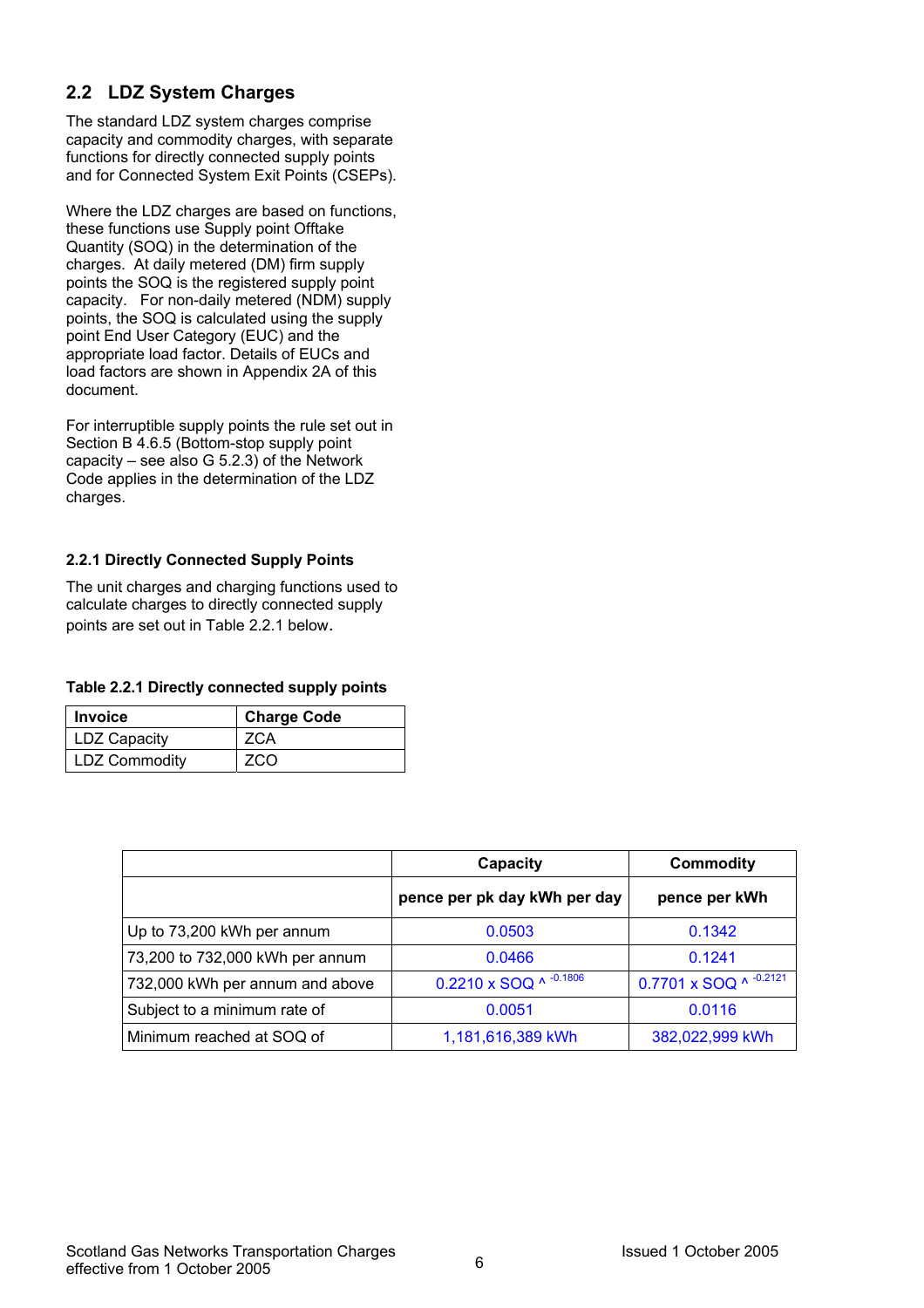## 2.2 LDZ System Charges

The standard LDZ system charges comprise capacity and commodity charges, with separate functions for directly connected supply points and for Connected System Exit Points (CSEPs).

Where the LDZ charges are based on functions, these functions use Supply point Offtake Quantity (SOQ) in the determination of the charges. At daily metered (DM) firm supply points the SOQ is the registered supply point capacity. For non-daily metered (NDM) supply points, the SOQ is calculated using the supply point End User Category (EUC) and the appropriate load factor. Details of EUCs and load factors are shown in Appendix 2A of this document.

For interruptible supply points the rule set out in Section B 4.6.5 (Bottom-stop supply point capacity – see also G 5.2.3) of the Network Code applies in the determination of the LDZ charges.

### 2.2.1 Directly Connected Supply Points

The unit charges and charging functions used to calculate charges to directly connected supply points are set out in Table 2.2.1 below.

**Table 2.2.1 Directly connected supply points**

| Invoice | Charge Code |
|---|---|
| LDZ Capacity | ZCA |
| LDZ Commodity | ZCO |

| | Capacity | Commodity |
|---|---|---|
| | pence per pk day kWh per day | pence per kWh |
| Up to 73,200 kWh per annum | 0.0503 | 0.1342 |
| 73,200 to 732,000 kWh per annum | 0.0466 | 0.1241 |
| 732,000 kWh per annum and above | $0.2210 \times SOQ \wedge ^{-0.1806}$ | $0.7701 \times SOQ \wedge ^{-0.2121}$ |
| Subject to a minimum rate of | 0.0051 | 0.0116 |
| Minimum reached at SOQ of | 1,181,616,389 kWh | 382,022,999 kWh |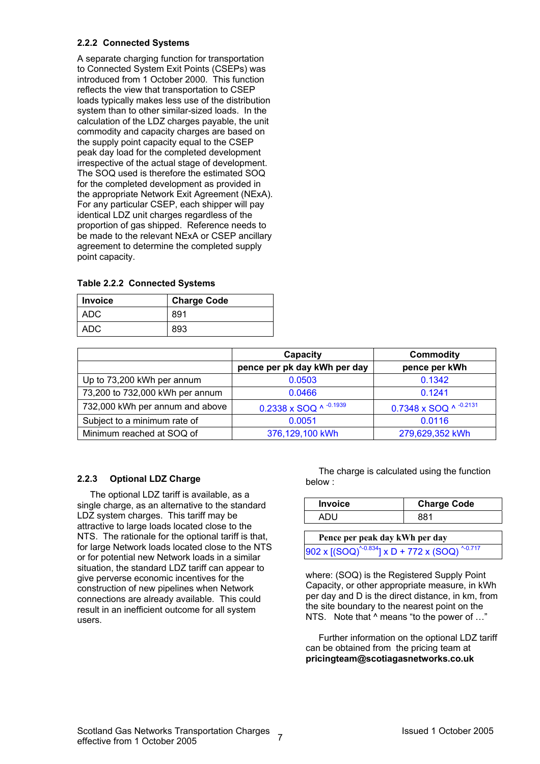### 2.2.2 Connected Systems

A separate charging function for transportation to Connected System Exit Points (CSEPs) was introduced from 1 October 2000. This function reflects the view that transportation to CSEP loads typically makes less use of the distribution system than to other similar-sized loads. In the calculation of the LDZ charges payable, the unit commodity and capacity charges are based on the supply point capacity equal to the CSEP peak day load for the completed development irrespective of the actual stage of development. The SOQ used is therefore the estimated SOQ for the completed development as provided in the appropriate Network Exit Agreement (NExA). For any particular CSEP, each shipper will pay identical LDZ unit charges regardless of the proportion of gas shipped. Reference needs to be made to the relevant NExA or CSEP ancillary agreement to determine the completed supply point capacity.

**Table 2.2.2 Connected Systems**

| Invoice | Charge Code |
|---|---|
| ADC | 891 |
| ADC | 893 |

| | Capacity | Commodity |
|---|---|---|
| | pence per pk day kWh per day | pence per kWh |
| Up to 73,200 kWh per annum | 0.0503 | 0.1342 |
| 73,200 to 732,000 kWh per annum | 0.0466 | 0.1241 |
| 732,000 kWh per annum and above | $0.2338 \times SOQ^{-0.1939}$ | $0.7348 \times SOQ^{-0.2131}$ |
| Subject to a minimum rate of | 0.0051 | 0.0116 |
| Minimum reached at SOQ of | 376,129,100 kWh | 279,629,352 kWh |

### 2.2.3 Optional LDZ Charge

The optional LDZ tariff is available, as a single charge, as an alternative to the standard LDZ system charges. This tariff may be attractive to large loads located close to the NTS. The rationale for the optional tariff is that, for large Network loads located close to the NTS or for potential new Network loads in a similar situation, the standard LDZ tariff can appear to give perverse economic incentives for the construction of new pipelines when Network connections are already available. This could result in an inefficient outcome for all system users.

The charge is calculated using the function below :

| Invoice | Charge Code |
|---|---|
| ADU | 881 |

| Pence per peak day kWh per day |
|---|
| $902 \times [(SOQ)^{-0.834}] \times D + 772 \times (SOQ)^{-0.717}$ |

where: (SOQ) is the Registered Supply Point Capacity, or other appropriate measure, in kWh per day and D is the direct distance, in km, from the site boundary to the nearest point on the NTS. Note that ^ means "to the power of …"

Further information on the optional LDZ tariff can be obtained from the pricing team at **pricingteam@scotiagasnetworks.co.uk**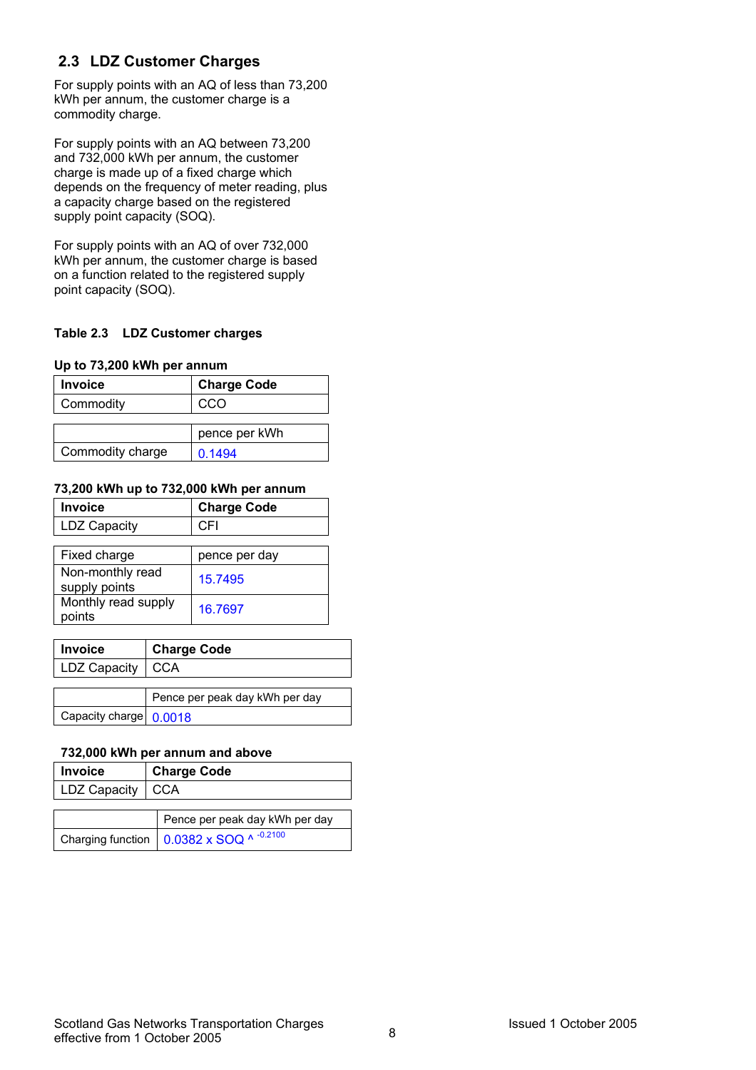## 2.3 LDZ Customer Charges

For supply points with an AQ of less than 73,200 kWh per annum, the customer charge is a commodity charge.

For supply points with an AQ between 73,200 and 732,000 kWh per annum, the customer charge is made up of a fixed charge which depends on the frequency of meter reading, plus a capacity charge based on the registered supply point capacity (SOQ).

For supply points with an AQ of over 732,000 kWh per annum, the customer charge is based on a function related to the registered supply point capacity (SOQ).

**Table 2.3 LDZ Customer charges**

**Up to 73,200 kWh per annum**

| Invoice | Charge Code |
|---|---|
| Commodity | CCO |

| | pence per kWh |
|---|---|
| Commodity charge | 0.1494 |

**73,200 kWh up to 732,000 kWh per annum**

| Invoice | Charge Code |
|---|---|
| LDZ Capacity | CFI |

| Fixed charge | pence per day |
|---|---|
| Non-monthly read supply points | 15.7495 |
| Monthly read supply points | 16.7697 |

| Invoice | Charge Code |
|---|---|
| LDZ Capacity | CCA |

| | Pence per peak day kWh per day |
|---|---|
| Capacity charge | 0.0018 |

**732,000 kWh per annum and above**

| Invoice | Charge Code |
|---|---|
| LDZ Capacity | CCA |

| | Pence per peak day kWh per day |
|---|---|
| Charging function | $0.0382 \times SOQ ^{-0.2100}$ |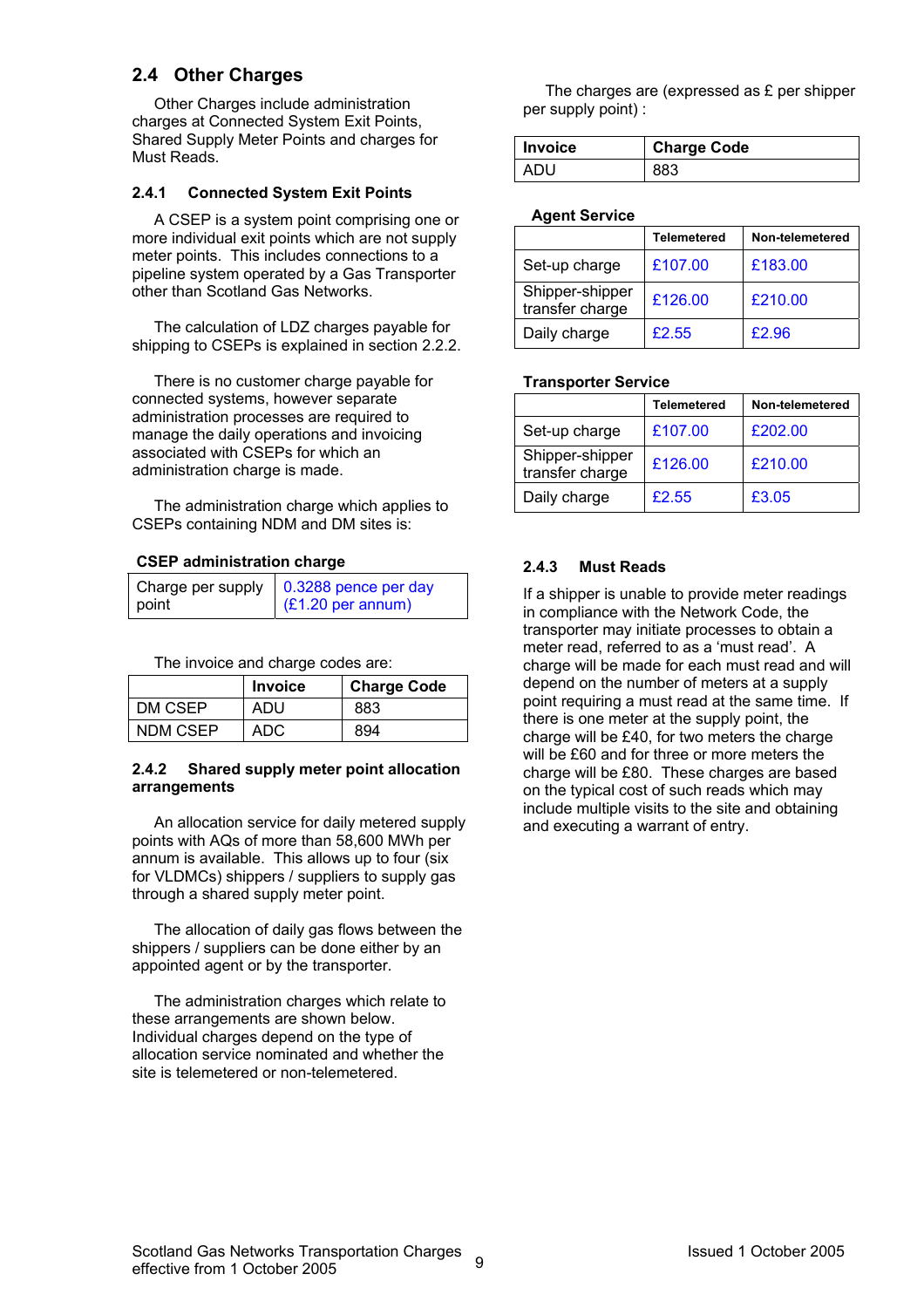## 2.4 Other Charges

Other Charges include administration charges at Connected System Exit Points, Shared Supply Meter Points and charges for Must Reads.

### 2.4.1 Connected System Exit Points

A CSEP is a system point comprising one or more individual exit points which are not supply meter points. This includes connections to a pipeline system operated by a Gas Transporter other than Scotland Gas Networks.

The calculation of LDZ charges payable for shipping to CSEPs is explained in section 2.2.2.

There is no customer charge payable for connected systems, however separate administration processes are required to manage the daily operations and invoicing associated with CSEPs for which an administration charge is made.

The administration charge which applies to CSEPs containing NDM and DM sites is:

**CSEP administration charge**

| | |
|---|---|
| Charge per supply point | 0.3288 pence per day (£1.20 per annum) |

The invoice and charge codes are:

| | Invoice | Charge Code |
|---|---|---|
| DM CSEP | ADU | 883 |
| NDM CSEP | ADC | 894 |

### 2.4.2 Shared supply meter point allocation arrangements

An allocation service for daily metered supply points with AQs of more than 58,600 MWh per annum is available. This allows up to four (six for VLDMCs) shippers / suppliers to supply gas through a shared supply meter point.

The allocation of daily gas flows between the shippers / suppliers can be done either by an appointed agent or by the transporter.

The administration charges which relate to these arrangements are shown below. Individual charges depend on the type of allocation service nominated and whether the site is telemetered or non-telemetered.

The charges are (expressed as £ per shipper per supply point) :

| Invoice | Charge Code |
|---|---|
| ADU | 883 |

**Agent Service**

| | Telemetered | Non-telemetered |
|---|---|---|
| Set-up charge | £107.00 | £183.00 |
| Shipper-shipper transfer charge | £126.00 | £210.00 |
| Daily charge | £2.55 | £2.96 |

**Transporter Service**

| | Telemetered | Non-telemetered |
|---|---|---|
| Set-up charge | £107.00 | £202.00 |
| Shipper-shipper transfer charge | £126.00 | £210.00 |
| Daily charge | £2.55 | £3.05 |

### 2.4.3 Must Reads

If a shipper is unable to provide meter readings in compliance with the Network Code, the transporter may initiate processes to obtain a meter read, referred to as a 'must read'. A charge will be made for each must read and will depend on the number of meters at a supply point requiring a must read at the same time. If there is one meter at the supply point, the charge will be £40, for two meters the charge will be £60 and for three or more meters the charge will be £80. These charges are based on the typical cost of such reads which may include multiple visits to the site and obtaining and executing a warrant of entry.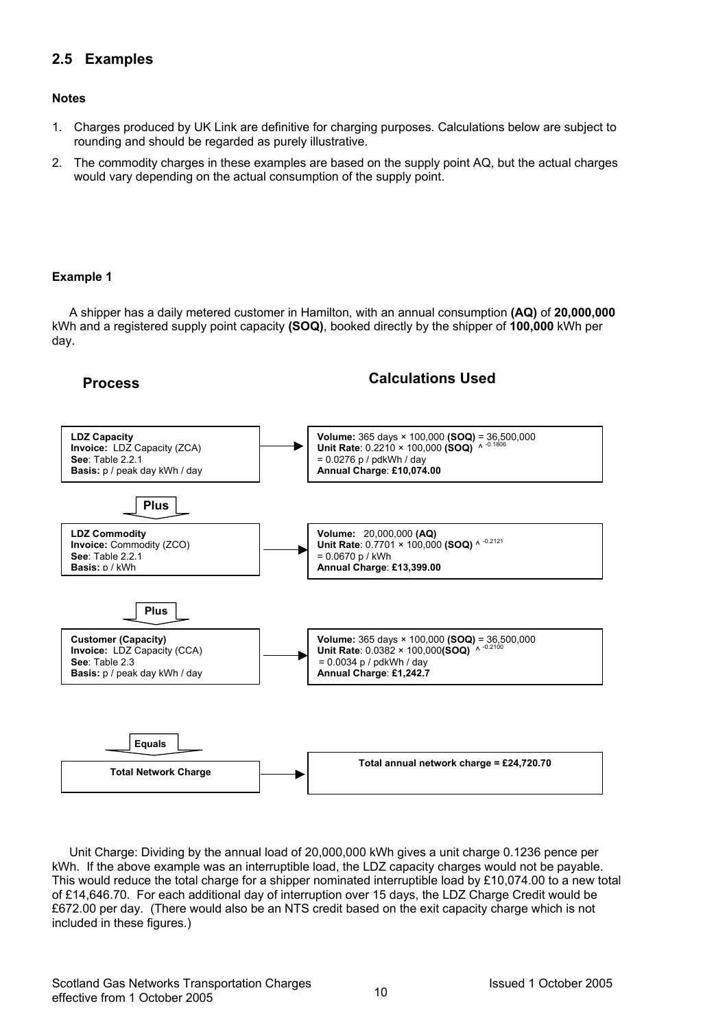## 2.5 Examples

**Notes**

1. Charges produced by UK Link are definitive for charging purposes. Calculations below are subject to rounding and should be regarded as purely illustrative.
2. The commodity charges in these examples are based on the supply point AQ, but the actual charges would vary depending on the actual consumption of the supply point.

**Example 1**

A shipper has a daily metered customer in Hamilton, with an annual consumption **(AQ)** of **20,000,000** kWh and a registered supply point capacity **(SOQ)**, booked directly by the shipper of **100,000** kWh per day.

| Process | Calculations Used |
|---|---|
| **LDZ Capacity**<br>**Invoice:** LDZ Capacity (ZCA)<br>**See**: Table 2.2.1<br>**Basis:** p / peak day kWh / day | **Volume:** 365 days × 100,000 **(SOQ)** = 36,500,000<br>**Unit Rate**: 0.2210 × 100,000 **(SOQ)** ^ $^{-0.1806}$<br>= 0.0276 p / pdkWh / day<br>**Annual Charge**: **£10,074.00** |
| **Plus** | |
| **LDZ Commodity**<br>**Invoice:** Commodity (ZCO)<br>**See**: Table 2.2.1<br>**Basis:** p / kWh | **Volume:** 20,000,000 **(AQ)**<br>**Unit Rate**: 0.7701 × 100,000 **(SOQ)** ^ $^{-0.2121}$<br>= 0.0670 p / kWh<br>**Annual Charge**: **£13,399.00** |
| **Plus** | |
| **Customer (Capacity)**<br>**Invoice:** LDZ Capacity (CCA)<br>**See**: Table 2.3<br>**Basis:** p / peak day kWh / day | **Volume:** 365 days × 100,000 **(SOQ)** = 36,500,000<br>**Unit Rate**: 0.0382 × 100,000**(SOQ)** ^ $^{-0.2100}$<br>= 0.0034 p / pdkWh / day<br>**Annual Charge**: **£1,242.7** |
| **Equals** | |
| **Total Network Charge** | **Total annual network charge = £24,720.70** |

Unit Charge: Dividing by the annual load of 20,000,000 kWh gives a unit charge 0.1236 pence per kWh. If the above example was an interruptible load, the LDZ capacity charges would not be payable. This would reduce the total charge for a shipper nominated interruptible load by £10,074.00 to a new total of £14,646.70. For each additional day of interruption over 15 days, the LDZ Charge Credit would be £672.00 per day. (There would also be an NTS credit based on the exit capacity charge which is not included in these figures.)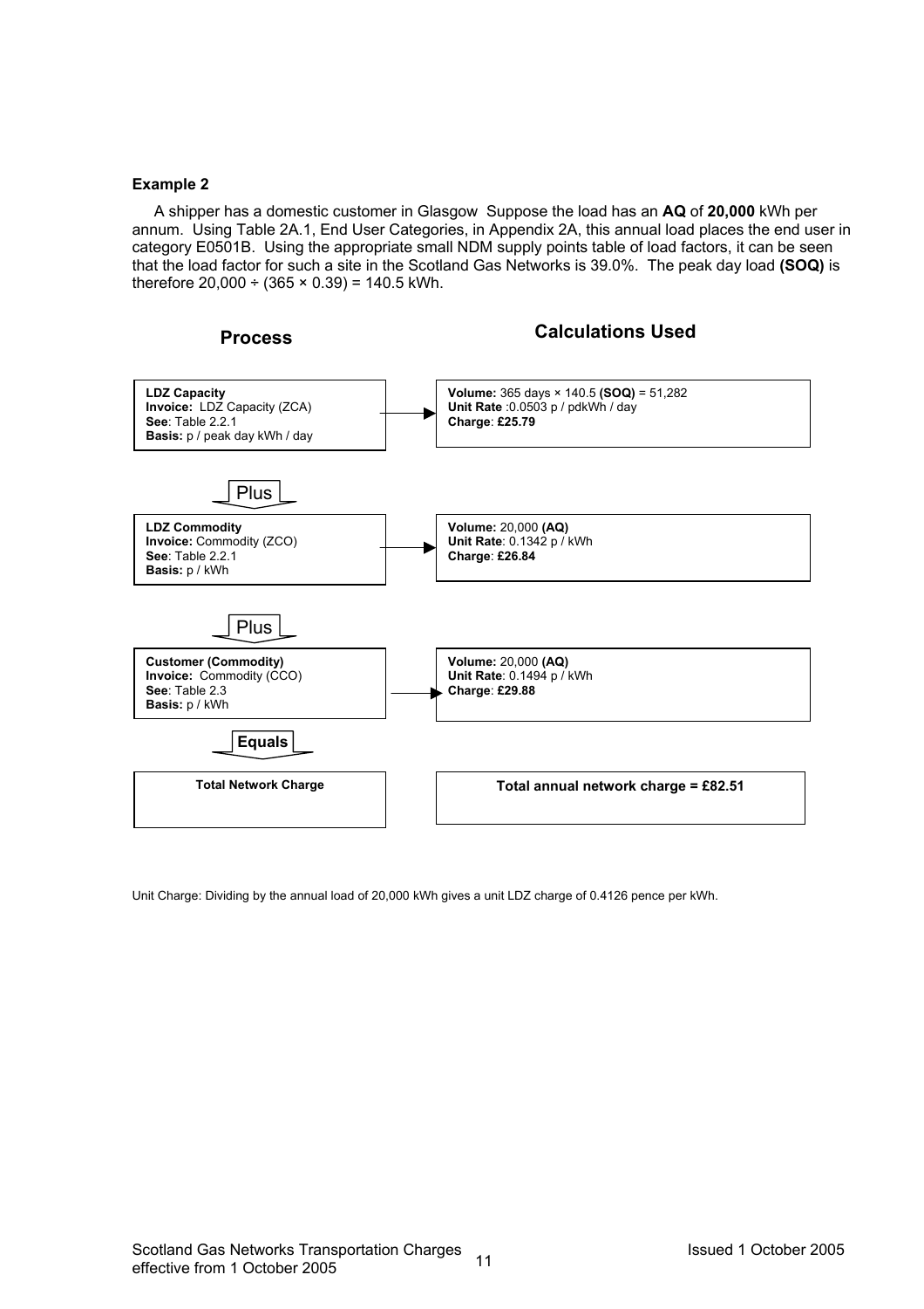**Example 2**

A shipper has a domestic customer in Glasgow Suppose the load has an **AQ** of **20,000** kWh per annum. Using Table 2A.1, End User Categories, in Appendix 2A, this annual load places the end user in category E0501B. Using the appropriate small NDM supply points table of load factors, it can be seen that the load factor for such a site in the Scotland Gas Networks is 39.0%. The peak day load **(SOQ)** is therefore 20,000 ÷ (365 × 0.39) = 140.5 kWh.

| Process | Calculations Used |
|---|---|
| **LDZ Capacity**<br>**Invoice:** LDZ Capacity (ZCA)<br>**See**: Table 2.2.1<br>**Basis:** p / peak day kWh / day | **Volume:** 365 days × 140.5 **(SOQ)** = 51,282<br>**Unit Rate** :0.0503 p / pdkWh / day<br>**Charge**: **£25.79** |
| Plus | |
| **LDZ Commodity**<br>**Invoice:** Commodity (ZCO)<br>**See**: Table 2.2.1<br>**Basis:** p / kWh | **Volume:** 20,000 **(AQ)**<br>**Unit Rate**: 0.1342 p / kWh<br>**Charge**: **£26.84** |
| Plus | |
| **Customer (Commodity)**<br>**Invoice:** Commodity (CCO)<br>**See**: Table 2.3<br>**Basis:** p / kWh | **Volume:** 20,000 **(AQ)**<br>**Unit Rate**: 0.1494 p / kWh<br>**Charge**: **£29.88** |
| **Equals** | |
| **Total Network Charge** | **Total annual network charge = £82.51** |

Unit Charge: Dividing by the annual load of 20,000 kWh gives a unit LDZ charge of 0.4126 pence per kWh.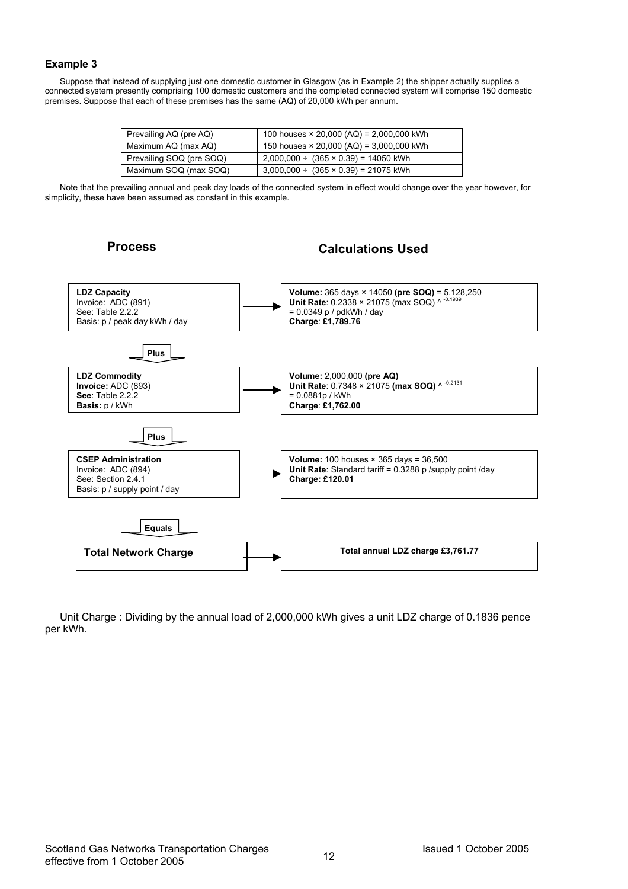### Example 3

Suppose that instead of supplying just one domestic customer in Glasgow (as in Example 2) the shipper actually supplies a connected system presently comprising 100 domestic customers and the completed connected system will comprise 150 domestic premises. Suppose that each of these premises has the same (AQ) of 20,000 kWh per annum.

| | |
|---|---|
| Prevailing AQ (pre AQ) | 100 houses × 20,000 (AQ) = 2,000,000 kWh |
| Maximum AQ (max AQ) | 150 houses × 20,000 (AQ) = 3,000,000 kWh |
| Prevailing SOQ (pre SOQ) | 2,000,000 ÷ (365 × 0.39) = 14050 kWh |
| Maximum SOQ (max SOQ) | 3,000,000 ÷ (365 × 0.39) = 21075 kWh |

Note that the prevailing annual and peak day loads of the connected system in effect would change over the year however, for simplicity, these have been assumed as constant in this example.

| Process | Calculations Used |
|---|---|
| **LDZ Capacity**<br>Invoice: ADC (891)<br>See: Table 2.2.2<br>Basis: p / peak day kWh / day | **Volume:** 365 days × 14050 **(pre SOQ)** = 5,128,250<br>**Unit Rate**: 0.2338 × 21075 (max SOQ) ^ $^{-0.1939}$<br>= 0.0349 p / pdkWh / day<br>**Charge**: **£1,789.76** |
| **Plus** | |
| **LDZ Commodity**<br>**Invoice:** ADC (893)<br>**See**: Table 2.2.2<br>**Basis:** p / kWh | **Volume:** 2,000,000 **(pre AQ)**<br>**Unit Rate**: 0.7348 × 21075 **(max SOQ)** ^ $^{-0.2131}$<br>= 0.0881p / kWh<br>**Charge**: **£1,762.00** |
| **Plus** | |
| **CSEP Administration**<br>Invoice: ADC (894)<br>See: Section 2.4.1<br>Basis: p / supply point / day | **Volume:** 100 houses × 365 days = 36,500<br>**Unit Rate**: Standard tariff = 0.3288 p /supply point /day<br>**Charge: £120.01** |
| **Equals** | |
| **Total Network Charge** | **Total annual LDZ charge £3,761.77** |

Unit Charge : Dividing by the annual load of 2,000,000 kWh gives a unit LDZ charge of 0.1836 pence per kWh.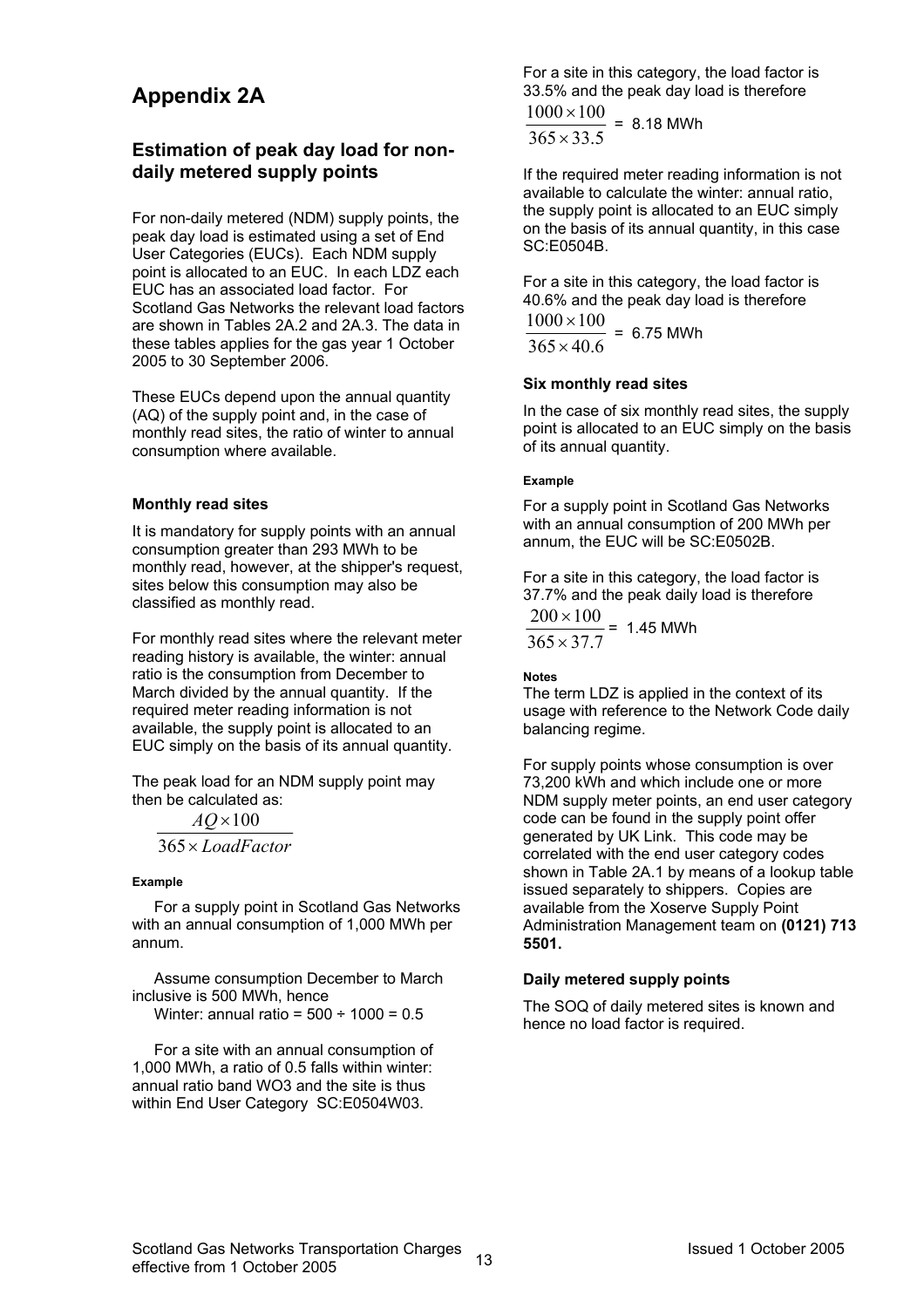# Appendix 2A

## Estimation of peak day load for non-daily metered supply points

For non-daily metered (NDM) supply points, the peak day load is estimated using a set of End User Categories (EUCs). Each NDM supply point is allocated to an EUC. In each LDZ each EUC has an associated load factor. For Scotland Gas Networks the relevant load factors are shown in Tables 2A.2 and 2A.3. The data in these tables applies for the gas year 1 October 2005 to 30 September 2006.

These EUCs depend upon the annual quantity (AQ) of the supply point and, in the case of monthly read sites, the ratio of winter to annual consumption where available.

### Monthly read sites

It is mandatory for supply points with an annual consumption greater than 293 MWh to be monthly read, however, at the shipper's request, sites below this consumption may also be classified as monthly read.

For monthly read sites where the relevant meter reading history is available, the winter: annual ratio is the consumption from December to March divided by the annual quantity. If the required meter reading information is not available, the supply point is allocated to an EUC simply on the basis of its annual quantity.

The peak load for an NDM supply point may then be calculated as:

$$\frac{AQ \times 100}{365 \times LoadFactor}$$

#### Example

For a supply point in Scotland Gas Networks with an annual consumption of 1,000 MWh per annum.

Assume consumption December to March inclusive is 500 MWh, hence
Winter: annual ratio = 500 ÷ 1000 = 0.5

For a site with an annual consumption of 1,000 MWh, a ratio of 0.5 falls within winter: annual ratio band WO3 and the site is thus within End User Category SC:E0504W03.

For a site in this category, the load factor is 33.5% and the peak day load is therefore

$$\frac{1000 \times 100}{365 \times 33.5} = 8.18 \text{ MWh}$$

If the required meter reading information is not available to calculate the winter: annual ratio, the supply point is allocated to an EUC simply on the basis of its annual quantity, in this case SC:E0504B.

For a site in this category, the load factor is 40.6% and the peak day load is therefore

$$\frac{1000 \times 100}{365 \times 40.6} = 6.75 \text{ MWh}$$

### Six monthly read sites

In the case of six monthly read sites, the supply point is allocated to an EUC simply on the basis of its annual quantity.

#### Example

For a supply point in Scotland Gas Networks with an annual consumption of 200 MWh per annum, the EUC will be SC:E0502B.

For a site in this category, the load factor is 37.7% and the peak daily load is therefore

$$\frac{200 \times 100}{365 \times 37.7} = 1.45 \text{ MWh}$$

#### Notes

The term LDZ is applied in the context of its usage with reference to the Network Code daily balancing regime.

For supply points whose consumption is over 73,200 kWh and which include one or more NDM supply meter points, an end user category code can be found in the supply point offer generated by UK Link. This code may be correlated with the end user category codes shown in Table 2A.1 by means of a lookup table issued separately to shippers. Copies are available from the Xoserve Supply Point Administration Management team on **(0121) 713 5501.**

### Daily metered supply points

The SOQ of daily metered sites is known and hence no load factor is required.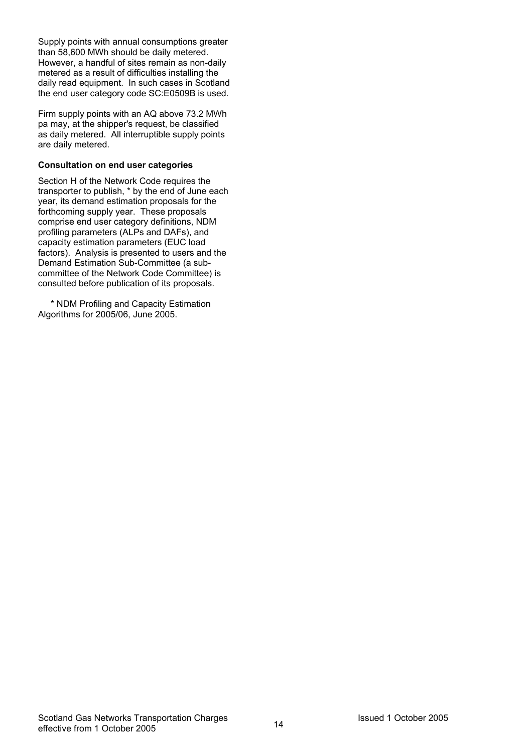Supply points with annual consumptions greater than 58,600 MWh should be daily metered. However, a handful of sites remain as non-daily metered as a result of difficulties installing the daily read equipment. In such cases in Scotland the end user category code SC:E0509B is used.

Firm supply points with an AQ above 73.2 MWh pa may, at the shipper's request, be classified as daily metered. All interruptible supply points are daily metered.

**Consultation on end user categories**

Section H of the Network Code requires the transporter to publish, * by the end of June each year, its demand estimation proposals for the forthcoming supply year. These proposals comprise end user category definitions, NDM profiling parameters (ALPs and DAFs), and capacity estimation parameters (EUC load factors). Analysis is presented to users and the Demand Estimation Sub-Committee (a sub-committee of the Network Code Committee) is consulted before publication of its proposals.

\* NDM Profiling and Capacity Estimation Algorithms for 2005/06, June 2005.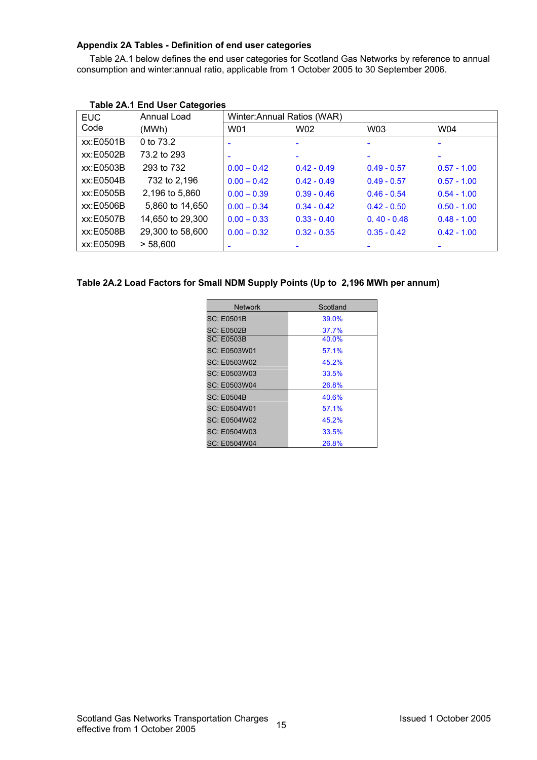**Appendix 2A Tables - Definition of end user categories**

Table 2A.1 below defines the end user categories for Scotland Gas Networks by reference to annual consumption and winter:annual ratio, applicable from 1 October 2005 to 30 September 2006.

**Table 2A.1 End User Categories**

| EUC Code | Annual Load (MWh) | Winter:Annual Ratios (WAR) | | | |
|---|---|---|---|---|---|
| | | W01 | W02 | W03 | W04 |
| xx:E0501B | 0 to 73.2 | - | - | - | - |
| xx:E0502B | 73.2 to 293 | - | - | - | - |
| xx:E0503B | 293 to 732 | 0.00 – 0.42 | 0.42 - 0.49 | 0.49 - 0.57 | 0.57 - 1.00 |
| xx:E0504B | 732 to 2,196 | 0.00 – 0.42 | 0.42 - 0.49 | 0.49 - 0.57 | 0.57 - 1.00 |
| xx:E0505B | 2,196 to 5,860 | 0.00 – 0.39 | 0.39 - 0.46 | 0.46 - 0.54 | 0.54 - 1.00 |
| xx:E0506B | 5,860 to 14,650 | 0.00 – 0.34 | 0.34 - 0.42 | 0.42 - 0.50 | 0.50 - 1.00 |
| xx:E0507B | 14,650 to 29,300 | 0.00 – 0.33 | 0.33 - 0.40 | 0. 40 - 0.48 | 0.48 - 1.00 |
| xx:E0508B | 29,300 to 58,600 | 0.00 – 0.32 | 0.32 - 0.35 | 0.35 - 0.42 | 0.42 - 1.00 |
| xx:E0509B | > 58,600 | - | - | - | - |

**Table 2A.2 Load Factors for Small NDM Supply Points (Up to 2,196 MWh per annum)**

| Network | Scotland |
|---|---|
| SC: E0501B | 39.0% |
| SC: E0502B | 37.7% |
| SC: E0503B | 40.0% |
| SC: E0503W01 | 57.1% |
| SC: E0503W02 | 45.2% |
| SC: E0503W03 | 33.5% |
| SC: E0503W04 | 26.8% |
| SC: E0504B | 40.6% |
| SC: E0504W01 | 57.1% |
| SC: E0504W02 | 45.2% |
| SC: E0504W03 | 33.5% |
| SC: E0504W04 | 26.8% |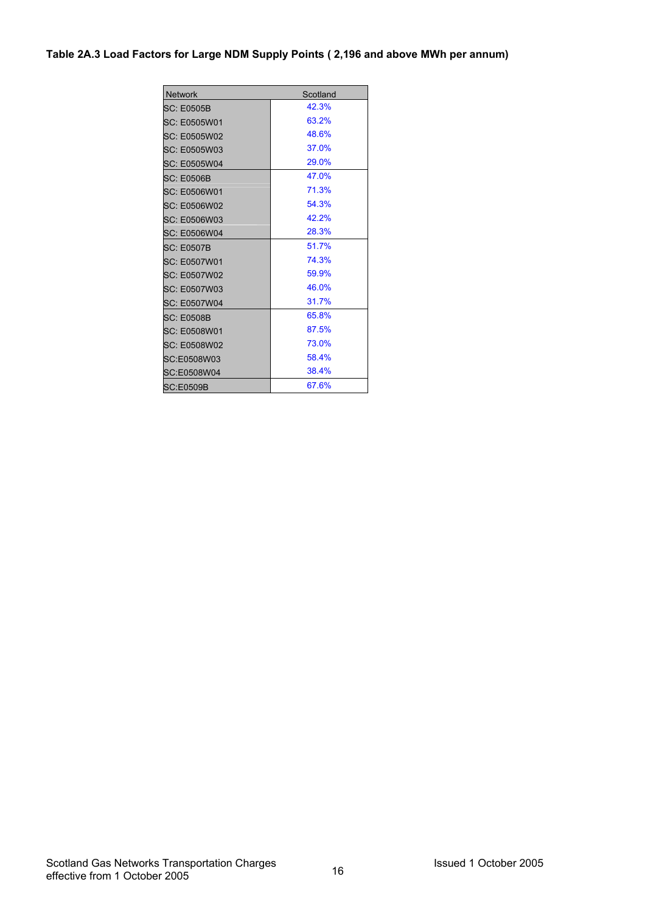**Table 2A.3 Load Factors for Large NDM Supply Points ( 2,196 and above MWh per annum)**

| Network | Scotland |
|---|---|
| SC: E0505B | 42.3% |
| SC: E0505W01 | 63.2% |
| SC: E0505W02 | 48.6% |
| SC: E0505W03 | 37.0% |
| SC: E0505W04 | 29.0% |
| SC: E0506B | 47.0% |
| SC: E0506W01 | 71.3% |
| SC: E0506W02 | 54.3% |
| SC: E0506W03 | 42.2% |
| SC: E0506W04 | 28.3% |
| SC: E0507B | 51.7% |
| SC: E0507W01 | 74.3% |
| SC: E0507W02 | 59.9% |
| SC: E0507W03 | 46.0% |
| SC: E0507W04 | 31.7% |
| SC: E0508B | 65.8% |
| SC: E0508W01 | 87.5% |
| SC: E0508W02 | 73.0% |
| SC:E0508W03 | 58.4% |
| SC:E0508W04 | 38.4% |
| SC:E0509B | 67.6% |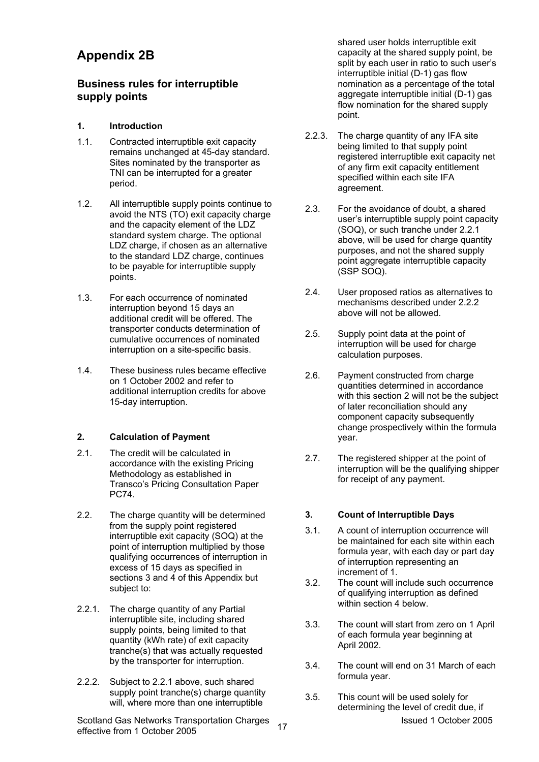# Appendix 2B

## Business rules for interruptible supply points

### 1. Introduction

1.1. Contracted interruptible exit capacity remains unchanged at 45-day standard. Sites nominated by the transporter as TNI can be interrupted for a greater period.

1.2. All interruptible supply points continue to avoid the NTS (TO) exit capacity charge and the capacity element of the LDZ standard system charge. The optional LDZ charge, if chosen as an alternative to the standard LDZ charge, continues to be payable for interruptible supply points.

1.3. For each occurrence of nominated interruption beyond 15 days an additional credit will be offered. The transporter conducts determination of cumulative occurrences of nominated interruption on a site-specific basis.

1.4. These business rules became effective on 1 October 2002 and refer to additional interruption credits for above 15-day interruption.

### 2. Calculation of Payment

2.1. The credit will be calculated in accordance with the existing Pricing Methodology as established in Transco's Pricing Consultation Paper PC74.

2.2. The charge quantity will be determined from the supply point registered interruptible exit capacity (SOQ) at the point of interruption multiplied by those qualifying occurrences of interruption in excess of 15 days as specified in sections 3 and 4 of this Appendix but subject to:

2.2.1. The charge quantity of any Partial interruptible site, including shared supply points, being limited to that quantity (kWh rate) of exit capacity tranche(s) that was actually requested by the transporter for interruption.

2.2.2. Subject to 2.2.1 above, such shared supply point tranche(s) charge quantity will, where more than one interruptible shared user holds interruptible exit capacity at the shared supply point, be split by each user in ratio to such user's interruptible initial (D-1) gas flow nomination as a percentage of the total aggregate interruptible initial (D-1) gas flow nomination for the shared supply point.

2.2.3. The charge quantity of any IFA site being limited to that supply point registered interruptible exit capacity net of any firm exit capacity entitlement specified within each site IFA agreement.

2.3. For the avoidance of doubt, a shared user's interruptible supply point capacity (SOQ), or such tranche under 2.2.1 above, will be used for charge quantity purposes, and not the shared supply point aggregate interruptible capacity (SSP SOQ).

2.4. User proposed ratios as alternatives to mechanisms described under 2.2.2 above will not be allowed.

2.5. Supply point data at the point of interruption will be used for charge calculation purposes.

2.6. Payment constructed from charge quantities determined in accordance with this section 2 will not be the subject of later reconciliation should any component capacity subsequently change prospectively within the formula year.

2.7. The registered shipper at the point of interruption will be the qualifying shipper for receipt of any payment.

### 3. Count of Interruptible Days

3.1. A count of interruption occurrence will be maintained for each site within each formula year, with each day or part day of interruption representing an increment of 1.

3.2. The count will include such occurrence of qualifying interruption as defined within section 4 below.

3.3. The count will start from zero on 1 April of each formula year beginning at April 2002.

3.4. The count will end on 31 March of each formula year.

3.5. This count will be used solely for determining the level of credit due, if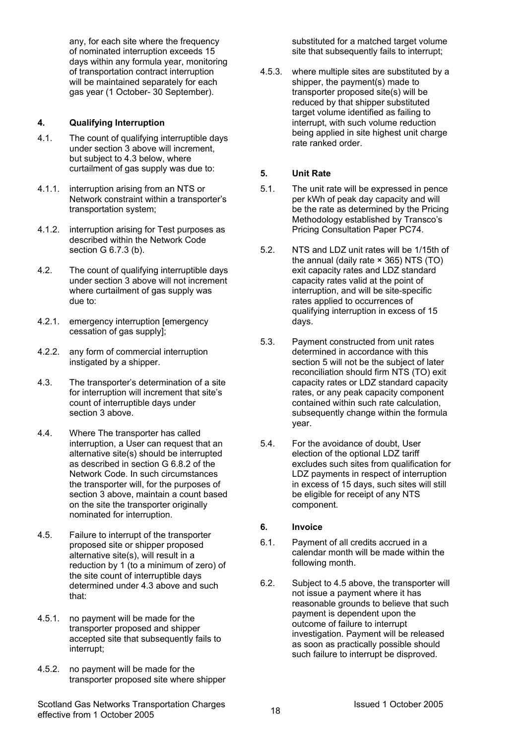any, for each site where the frequency of nominated interruption exceeds 15 days within any formula year, monitoring of transportation contract interruption will be maintained separately for each gas year (1 October- 30 September).

## 4. Qualifying Interruption

4.1. The count of qualifying interruptible days under section 3 above will increment, but subject to 4.3 below, where curtailment of gas supply was due to:

4.1.1. interruption arising from an NTS or Network constraint within a transporter's transportation system;

4.1.2. interruption arising for Test purposes as described within the Network Code section G 6.7.3 (b).

4.2. The count of qualifying interruptible days under section 3 above will not increment where curtailment of gas supply was due to:

4.2.1. emergency interruption [emergency cessation of gas supply];

4.2.2. any form of commercial interruption instigated by a shipper.

4.3. The transporter's determination of a site for interruption will increment that site's count of interruptible days under section 3 above.

4.4. Where The transporter has called interruption, a User can request that an alternative site(s) should be interrupted as described in section G 6.8.2 of the Network Code. In such circumstances the transporter will, for the purposes of section 3 above, maintain a count based on the site the transporter originally nominated for interruption.

4.5. Failure to interrupt of the transporter proposed site or shipper proposed alternative site(s), will result in a reduction by 1 (to a minimum of zero) of the site count of interruptible days determined under 4.3 above and such that:

4.5.1. no payment will be made for the transporter proposed and shipper accepted site that subsequently fails to interrupt;

4.5.2. no payment will be made for the transporter proposed site where shipper substituted for a matched target volume site that subsequently fails to interrupt;

4.5.3. where multiple sites are substituted by a shipper, the payment(s) made to transporter proposed site(s) will be reduced by that shipper substituted target volume identified as failing to interrupt, with such volume reduction being applied in site highest unit charge rate ranked order.

## 5. Unit Rate

5.1. The unit rate will be expressed in pence per kWh of peak day capacity and will be the rate as determined by the Pricing Methodology established by Transco's Pricing Consultation Paper PC74.

5.2. NTS and LDZ unit rates will be 1/15th of the annual (daily rate × 365) NTS (TO) exit capacity rates and LDZ standard capacity rates valid at the point of interruption, and will be site-specific rates applied to occurrences of qualifying interruption in excess of 15 days.

5.3. Payment constructed from unit rates determined in accordance with this section 5 will not be the subject of later reconciliation should firm NTS (TO) exit capacity rates or LDZ standard capacity rates, or any peak capacity component contained within such rate calculation, subsequently change within the formula year.

5.4. For the avoidance of doubt, User election of the optional LDZ tariff excludes such sites from qualification for LDZ payments in respect of interruption in excess of 15 days, such sites will still be eligible for receipt of any NTS component.

## 6. Invoice

6.1. Payment of all credits accrued in a calendar month will be made within the following month.

6.2. Subject to 4.5 above, the transporter will not issue a payment where it has reasonable grounds to believe that such payment is dependent upon the outcome of failure to interrupt investigation. Payment will be released as soon as practically possible should such failure to interrupt be disproved.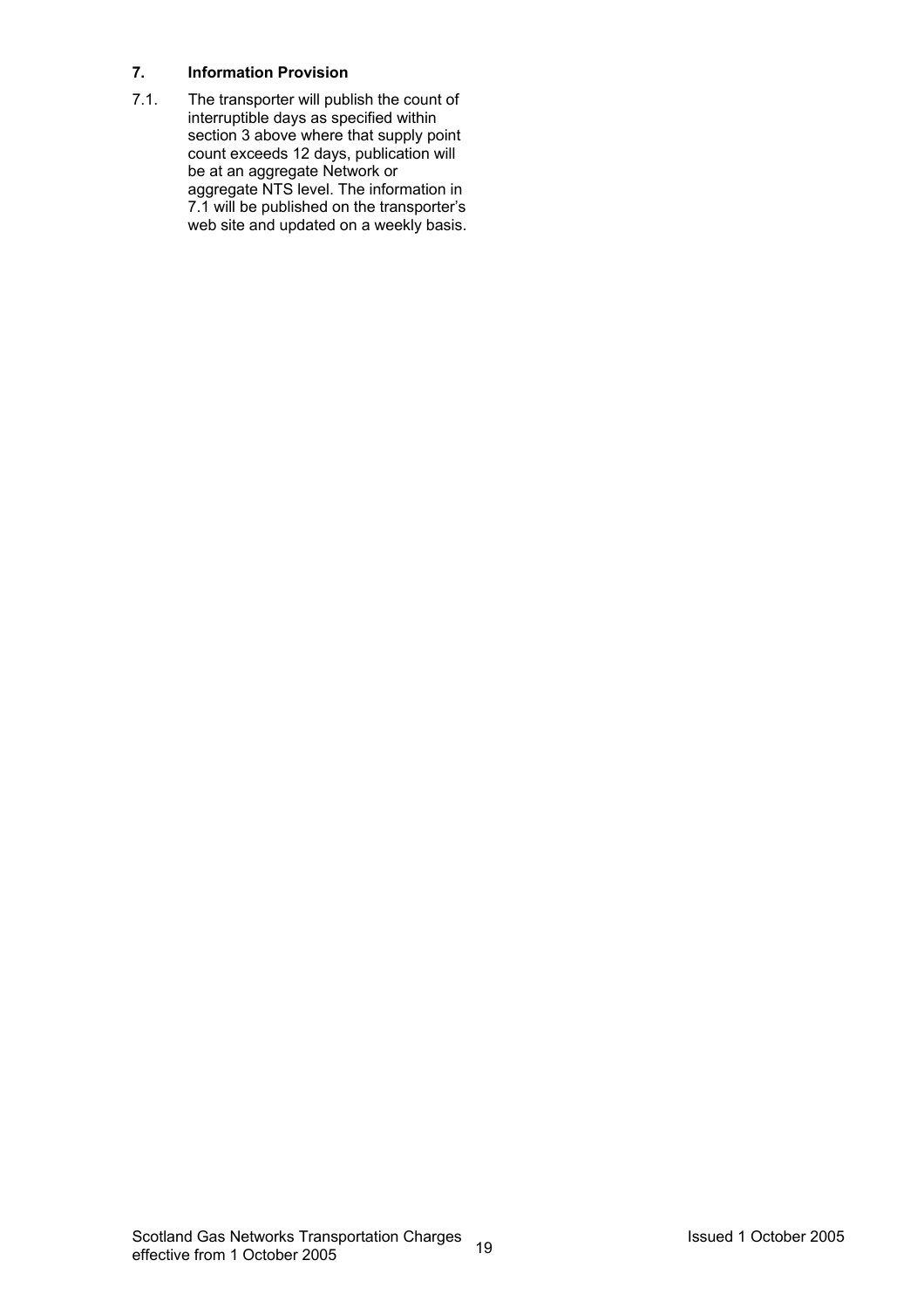## 7. Information Provision

7.1. The transporter will publish the count of interruptible days as specified within section 3 above where that supply point count exceeds 12 days, publication will be at an aggregate Network or aggregate NTS level. The information in 7.1 will be published on the transporter's web site and updated on a weekly basis.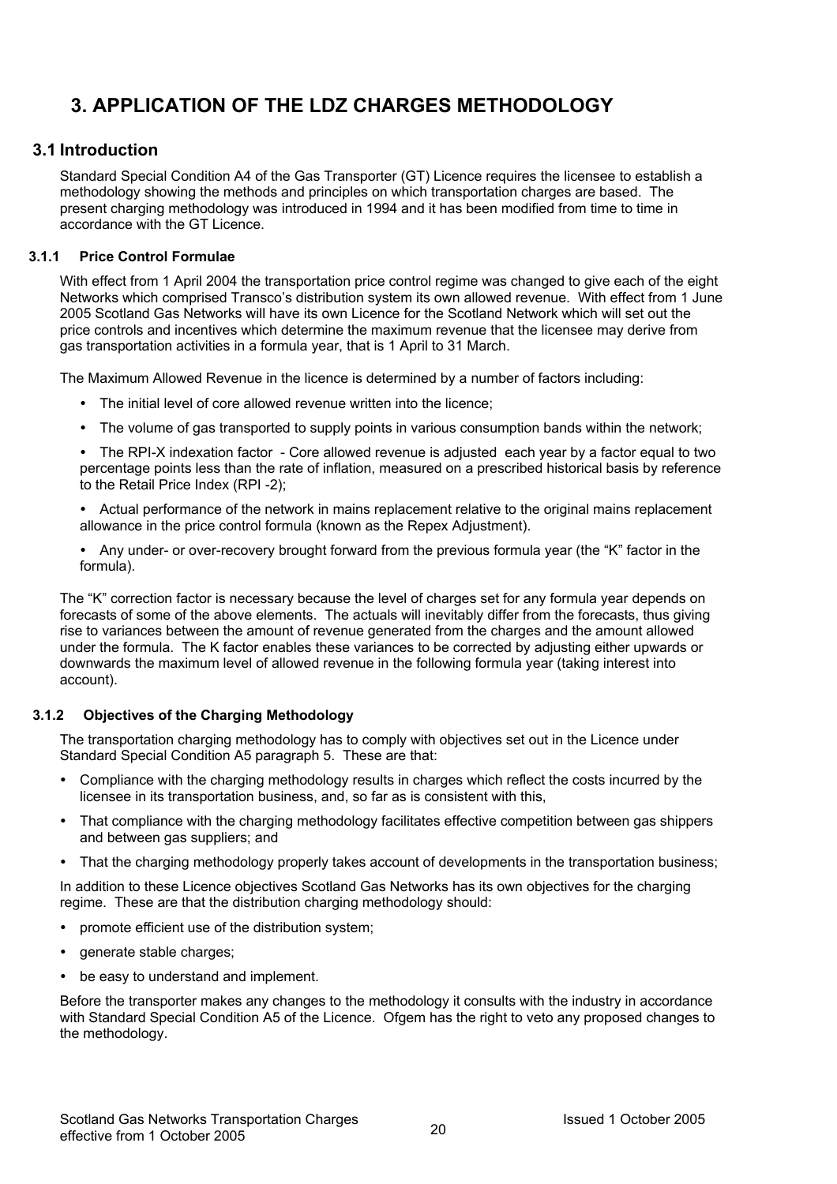# 3. APPLICATION OF THE LDZ CHARGES METHODOLOGY

## 3.1 Introduction

Standard Special Condition A4 of the Gas Transporter (GT) Licence requires the licensee to establish a methodology showing the methods and principles on which transportation charges are based. The present charging methodology was introduced in 1994 and it has been modified from time to time in accordance with the GT Licence.

### 3.1.1 Price Control Formulae

With effect from 1 April 2004 the transportation price control regime was changed to give each of the eight Networks which comprised Transco's distribution system its own allowed revenue. With effect from 1 June 2005 Scotland Gas Networks will have its own Licence for the Scotland Network which will set out the price controls and incentives which determine the maximum revenue that the licensee may derive from gas transportation activities in a formula year, that is 1 April to 31 March.

The Maximum Allowed Revenue in the licence is determined by a number of factors including:

- The initial level of core allowed revenue written into the licence;
- The volume of gas transported to supply points in various consumption bands within the network;
- The RPI-X indexation factor - Core allowed revenue is adjusted each year by a factor equal to two percentage points less than the rate of inflation, measured on a prescribed historical basis by reference to the Retail Price Index (RPI -2);
- Actual performance of the network in mains replacement relative to the original mains replacement allowance in the price control formula (known as the Repex Adjustment).
- Any under- or over-recovery brought forward from the previous formula year (the "K" factor in the formula).

The "K" correction factor is necessary because the level of charges set for any formula year depends on forecasts of some of the above elements. The actuals will inevitably differ from the forecasts, thus giving rise to variances between the amount of revenue generated from the charges and the amount allowed under the formula. The K factor enables these variances to be corrected by adjusting either upwards or downwards the maximum level of allowed revenue in the following formula year (taking interest into account).

### 3.1.2 Objectives of the Charging Methodology

The transportation charging methodology has to comply with objectives set out in the Licence under Standard Special Condition A5 paragraph 5. These are that:

- Compliance with the charging methodology results in charges which reflect the costs incurred by the licensee in its transportation business, and, so far as is consistent with this,
- That compliance with the charging methodology facilitates effective competition between gas shippers and between gas suppliers; and
- That the charging methodology properly takes account of developments in the transportation business;

In addition to these Licence objectives Scotland Gas Networks has its own objectives for the charging regime. These are that the distribution charging methodology should:

- promote efficient use of the distribution system;
- generate stable charges;
- be easy to understand and implement.

Before the transporter makes any changes to the methodology it consults with the industry in accordance with Standard Special Condition A5 of the Licence. Ofgem has the right to veto any proposed changes to the methodology.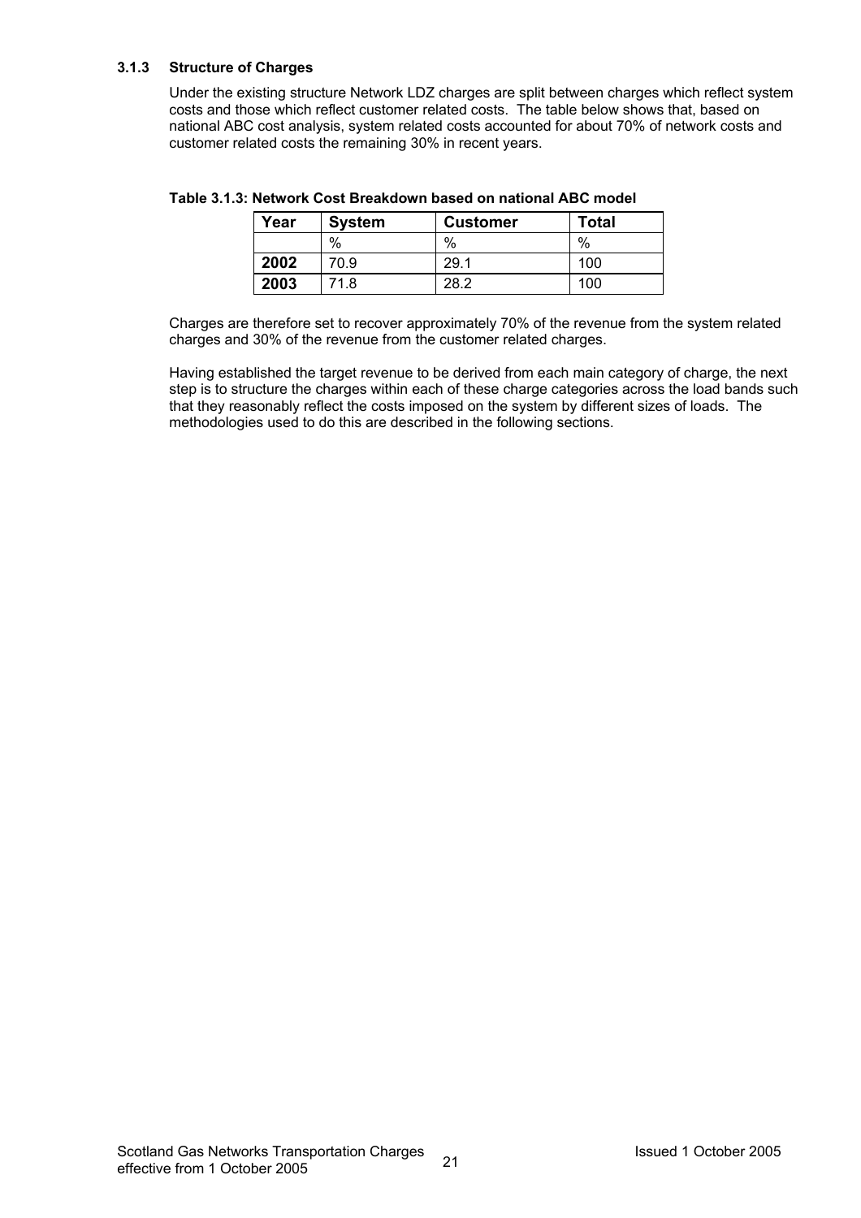### 3.1.3 Structure of Charges

Under the existing structure Network LDZ charges are split between charges which reflect system costs and those which reflect customer related costs. The table below shows that, based on national ABC cost analysis, system related costs accounted for about 70% of network costs and customer related costs the remaining 30% in recent years.

**Table 3.1.3: Network Cost Breakdown based on national ABC model**

| Year | System | Customer | Total |
|---|---|---|---|
| | % | % | % |
| **2002** | 70.9 | 29.1 | 100 |
| **2003** | 71.8 | 28.2 | 100 |

Charges are therefore set to recover approximately 70% of the revenue from the system related charges and 30% of the revenue from the customer related charges.

Having established the target revenue to be derived from each main category of charge, the next step is to structure the charges within each of these charge categories across the load bands such that they reasonably reflect the costs imposed on the system by different sizes of loads. The methodologies used to do this are described in the following sections.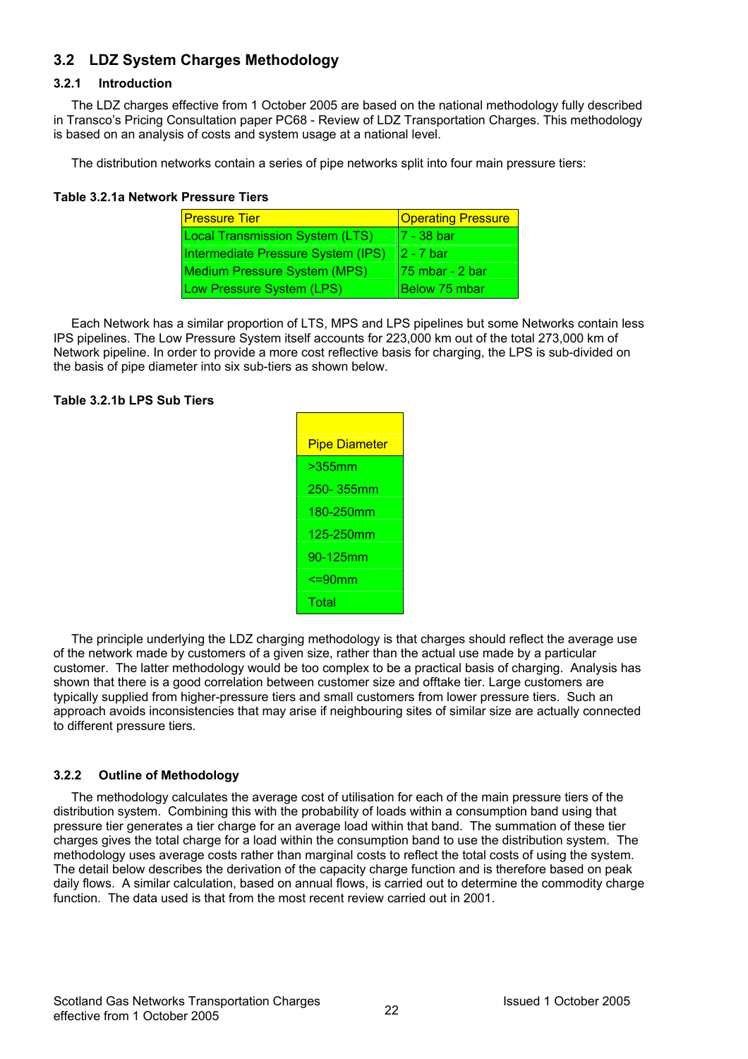## 3.2 LDZ System Charges Methodology

### 3.2.1 Introduction

The LDZ charges effective from 1 October 2005 are based on the national methodology fully described in Transco's Pricing Consultation paper PC68 - Review of LDZ Transportation Charges. This methodology is based on an analysis of costs and system usage at a national level.

The distribution networks contain a series of pipe networks split into four main pressure tiers:

**Table 3.2.1a Network Pressure Tiers**

| Pressure Tier | Operating Pressure |
|---|---|
| Local Transmission System (LTS) | 7 - 38 bar |
| Intermediate Pressure System (IPS) | 2 - 7 bar |
| Medium Pressure System (MPS) | 75 mbar - 2 bar |
| Low Pressure System (LPS) | Below 75 mbar |

Each Network has a similar proportion of LTS, MPS and LPS pipelines but some Networks contain less IPS pipelines. The Low Pressure System itself accounts for 223,000 km out of the total 273,000 km of Network pipeline. In order to provide a more cost reflective basis for charging, the LPS is sub-divided on the basis of pipe diameter into six sub-tiers as shown below.

**Table 3.2.1b LPS Sub Tiers**

| Pipe Diameter |
|---|
| >355mm |
| 250- 355mm |
| 180-250mm |
| 125-250mm |
| 90-125mm |
| <=90mm |
| Total |

The principle underlying the LDZ charging methodology is that charges should reflect the average use of the network made by customers of a given size, rather than the actual use made by a particular customer. The latter methodology would be too complex to be a practical basis of charging. Analysis has shown that there is a good correlation between customer size and offtake tier. Large customers are typically supplied from higher-pressure tiers and small customers from lower pressure tiers. Such an approach avoids inconsistencies that may arise if neighbouring sites of similar size are actually connected to different pressure tiers.

### 3.2.2 Outline of Methodology

The methodology calculates the average cost of utilisation for each of the main pressure tiers of the distribution system. Combining this with the probability of loads within a consumption band using that pressure tier generates a tier charge for an average load within that band. The summation of these tier charges gives the total charge for a load within the consumption band to use the distribution system. The methodology uses average costs rather than marginal costs to reflect the total costs of using the system. The detail below describes the derivation of the capacity charge function and is therefore based on peak daily flows. A similar calculation, based on annual flows, is carried out to determine the commodity charge function. The data used is that from the most recent review carried out in 2001.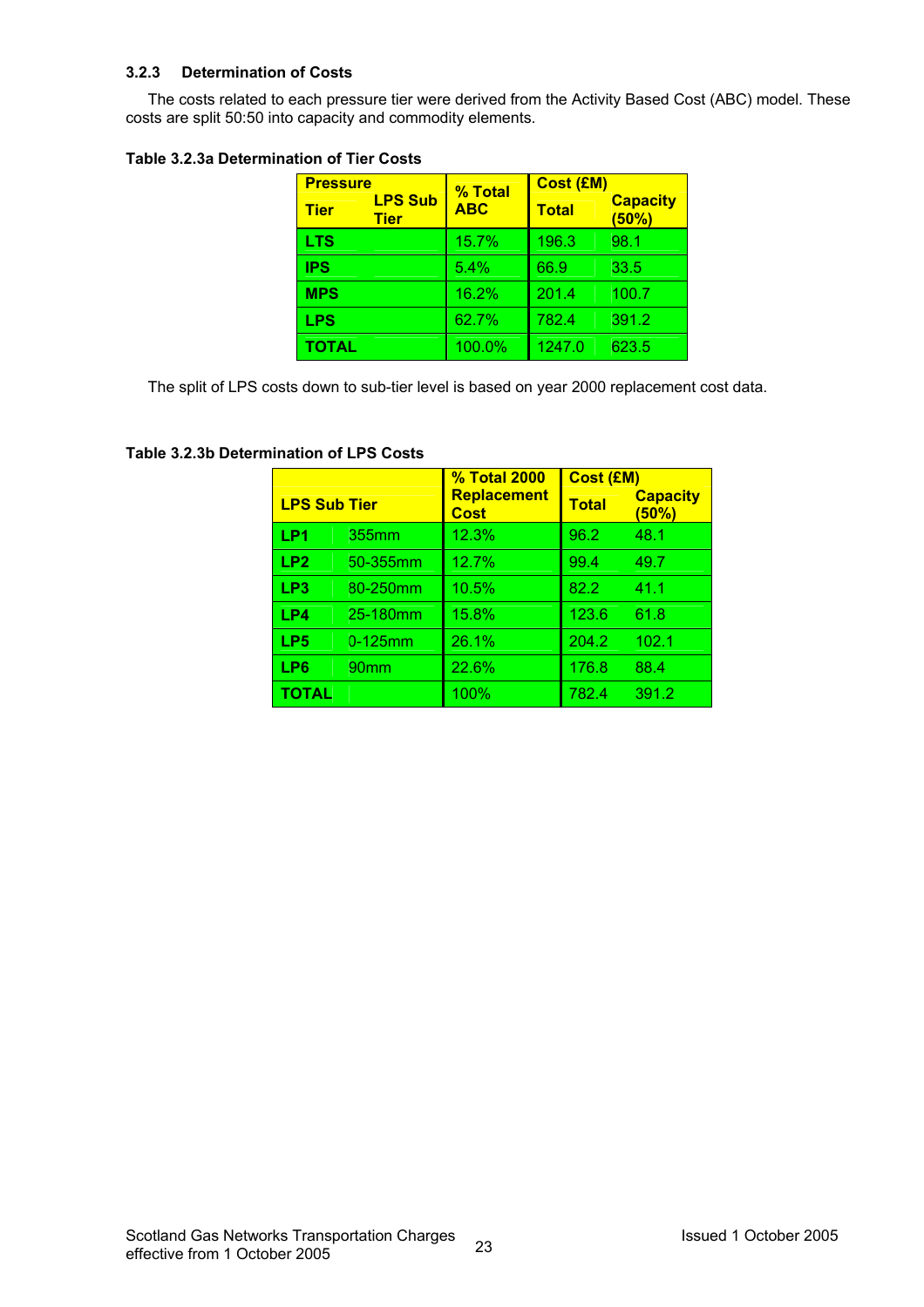### 3.2.3 Determination of Costs

The costs related to each pressure tier were derived from the Activity Based Cost (ABC) model. These costs are split 50:50 into capacity and commodity elements.

**Table 3.2.3a Determination of Tier Costs**

| Pressure Tier | LPS Sub Tier | % Total ABC | Cost (£M) Total | Capacity (50%) |
|---|---|---|---|---|
| **LTS** | | 15.7% | 196.3 | 98.1 |
| **IPS** | | 5.4% | 66.9 | 33.5 |
| **MPS** | | 16.2% | 201.4 | 100.7 |
| **LPS** | | 62.7% | 782.4 | 391.2 |
| **TOTAL** | | 100.0% | 1247.0 | 623.5 |

The split of LPS costs down to sub-tier level is based on year 2000 replacement cost data.

**Table 3.2.3b Determination of LPS Costs**

| LPS Sub Tier | | % Total 2000 Replacement Cost | Cost (£M) Total | Capacity (50%) |
|---|---|---|---|---|
| **LP1** | 355mm | 12.3% | 96.2 | 48.1 |
| **LP2** | 50-355mm | 12.7% | 99.4 | 49.7 |
| **LP3** | 80-250mm | 10.5% | 82.2 | 41.1 |
| **LP4** | 25-180mm | 15.8% | 123.6 | 61.8 |
| **LP5** | 0-125mm | 26.1% | 204.2 | 102.1 |
| **LP6** | 90mm | 22.6% | 176.8 | 88.4 |
| **TOTAL** | | 100% | 782.4 | 391.2 |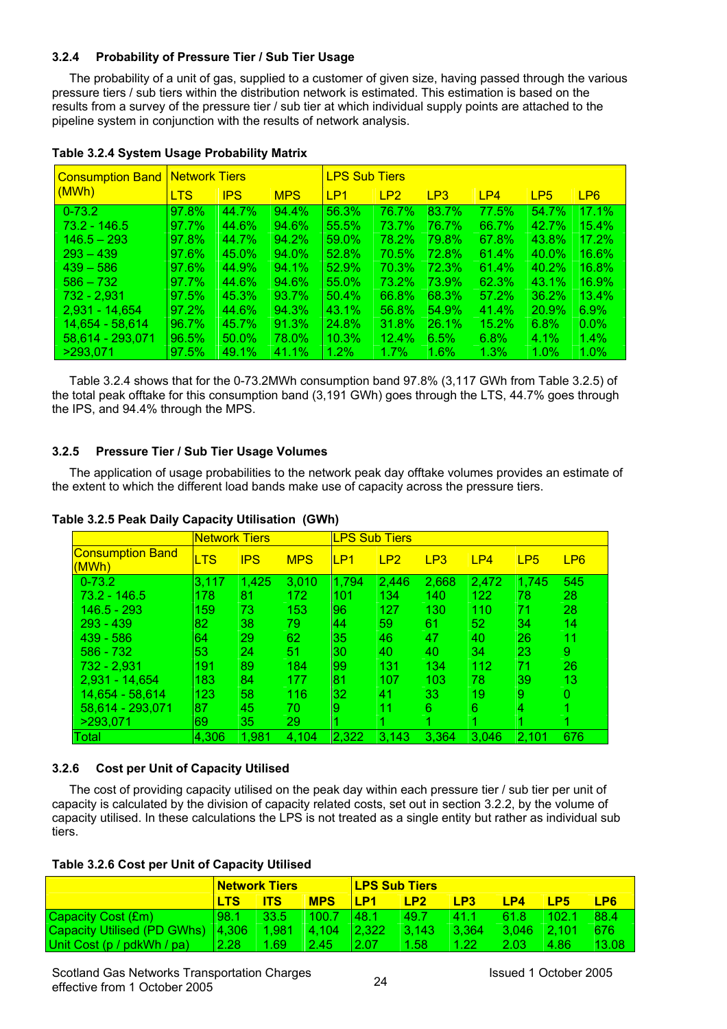### 3.2.4 Probability of Pressure Tier / Sub Tier Usage

The probability of a unit of gas, supplied to a customer of given size, having passed through the various pressure tiers / sub tiers within the distribution network is estimated. This estimation is based on the results from a survey of the pressure tier / sub tier at which individual supply points are attached to the pipeline system in conjunction with the results of network analysis.

**Table 3.2.4 System Usage Probability Matrix**

| Consumption Band (MWh) | Network Tiers | | | LPS Sub Tiers | | | | | |
|---|---|---|---|---|---|---|---|---|---|
| | LTS | IPS | MPS | LP1 | LP2 | LP3 | LP4 | LP5 | LP6 |
| 0-73.2 | 97.8% | 44.7% | 94.4% | 56.3% | 76.7% | 83.7% | 77.5% | 54.7% | 17.1% |
| 73.2 - 146.5 | 97.7% | 44.6% | 94.6% | 55.5% | 73.7% | 76.7% | 66.7% | 42.7% | 15.4% |
| 146.5 – 293 | 97.8% | 44.7% | 94.2% | 59.0% | 78.2% | 79.8% | 67.8% | 43.8% | 17.2% |
| 293 – 439 | 97.6% | 45.0% | 94.0% | 52.8% | 70.5% | 72.8% | 61.4% | 40.0% | 16.6% |
| 439 – 586 | 97.6% | 44.9% | 94.1% | 52.9% | 70.3% | 72.3% | 61.4% | 40.2% | 16.8% |
| 586 – 732 | 97.7% | 44.6% | 94.6% | 55.0% | 73.2% | 73.9% | 62.3% | 43.1% | 16.9% |
| 732 - 2,931 | 97.5% | 45.3% | 93.7% | 50.4% | 66.8% | 68.3% | 57.2% | 36.2% | 13.4% |
| 2,931 - 14,654 | 97.2% | 44.6% | 94.3% | 43.1% | 56.8% | 54.9% | 41.4% | 20.9% | 6.9% |
| 14,654 - 58,614 | 96.7% | 45.7% | 91.3% | 24.8% | 31.8% | 26.1% | 15.2% | 6.8% | 0.0% |
| 58,614 - 293,071 | 96.5% | 50.0% | 78.0% | 10.3% | 12.4% | 6.5% | 6.8% | 4.1% | 1.4% |
| >293,071 | 97.5% | 49.1% | 41.1% | 1.2% | 1.7% | 1.6% | 1.3% | 1.0% | 1.0% |

Table 3.2.4 shows that for the 0-73.2MWh consumption band 97.8% (3,117 GWh from Table 3.2.5) of the total peak offtake for this consumption band (3,191 GWh) goes through the LTS, 44.7% goes through the IPS, and 94.4% through the MPS.

### 3.2.5 Pressure Tier / Sub Tier Usage Volumes

The application of usage probabilities to the network peak day offtake volumes provides an estimate of the extent to which the different load bands make use of capacity across the pressure tiers.

**Table 3.2.5 Peak Daily Capacity Utilisation (GWh)**

| | Network Tiers | | | LPS Sub Tiers | | | | | |
|---|---|---|---|---|---|---|---|---|---|
| Consumption Band (MWh) | LTS | IPS | MPS | LP1 | LP2 | LP3 | LP4 | LP5 | LP6 |
| 0-73.2 | 3,117 | 1,425 | 3,010 | 1,794 | 2,446 | 2,668 | 2,472 | 1,745 | 545 |
| 73.2 - 146.5 | 178 | 81 | 172 | 101 | 134 | 140 | 122 | 78 | 28 |
| 146.5 - 293 | 159 | 73 | 153 | 96 | 127 | 130 | 110 | 71 | 28 |
| 293 - 439 | 82 | 38 | 79 | 44 | 59 | 61 | 52 | 34 | 14 |
| 439 - 586 | 64 | 29 | 62 | 35 | 46 | 47 | 40 | 26 | 11 |
| 586 - 732 | 53 | 24 | 51 | 30 | 40 | 40 | 34 | 23 | 9 |
| 732 - 2,931 | 191 | 89 | 184 | 99 | 131 | 134 | 112 | 71 | 26 |
| 2,931 - 14,654 | 183 | 84 | 177 | 81 | 107 | 103 | 78 | 39 | 13 |
| 14,654 - 58,614 | 123 | 58 | 116 | 32 | 41 | 33 | 19 | 9 | 0 |
| 58,614 - 293,071 | 87 | 45 | 70 | 9 | 11 | 6 | 6 | 4 | 1 |
| >293,071 | 69 | 35 | 29 | 1 | 1 | 1 | 1 | 1 | 1 |
| Total | 4,306 | 1,981 | 4,104 | 2,322 | 3,143 | 3,364 | 3,046 | 2,101 | 676 |

### 3.2.6 Cost per Unit of Capacity Utilised

The cost of providing capacity utilised on the peak day within each pressure tier / sub tier per unit of capacity is calculated by the division of capacity related costs, set out in section 3.2.2, by the volume of capacity utilised. In these calculations the LPS is not treated as a single entity but rather as individual sub tiers.

**Table 3.2.6 Cost per Unit of Capacity Utilised**

| | Network Tiers | | | LPS Sub Tiers | | | | | |
|---|---|---|---|---|---|---|---|---|---|
| | LTS | ITS | MPS | LP1 | LP2 | LP3 | LP4 | LP5 | LP6 |
| Capacity Cost (£m) | 98.1 | 33.5 | 100.7 | 48.1 | 49.7 | 41.1 | 61.8 | 102.1 | 88.4 |
| Capacity Utilised (PD GWhs) | 4,306 | 1,981 | 4,104 | 2,322 | 3,143 | 3,364 | 3,046 | 2,101 | 676 |
| Unit Cost (p / pdkWh / pa) | 2.28 | 1.69 | 2.45 | 2.07 | 1.58 | 1.22 | 2.03 | 4.86 | 13.08 |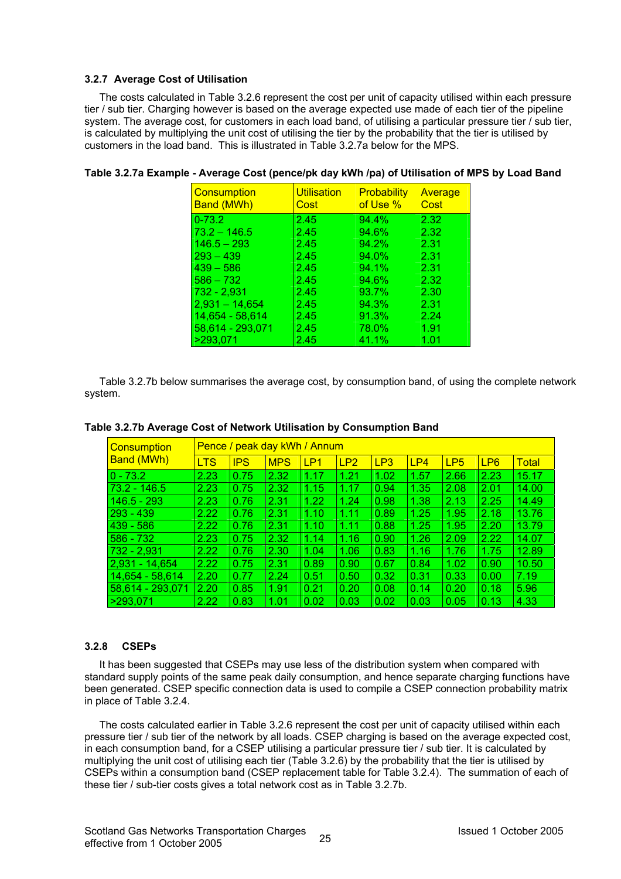### 3.2.7 Average Cost of Utilisation

The costs calculated in Table 3.2.6 represent the cost per unit of capacity utilised within each pressure tier / sub tier. Charging however is based on the average expected use made of each tier of the pipeline system. The average cost, for customers in each load band, of utilising a particular pressure tier / sub tier, is calculated by multiplying the unit cost of utilising the tier by the probability that the tier is utilised by customers in the load band. This is illustrated in Table 3.2.7a below for the MPS.

**Table 3.2.7a Example - Average Cost (pence/pk day kWh /pa) of Utilisation of MPS by Load Band**

| Consumption Band (MWh) | Utilisation Cost | Probability of Use % | Average Cost |
|---|---|---|---|
| 0-73.2 | 2.45 | 94.4% | 2.32 |
| 73.2 – 146.5 | 2.45 | 94.6% | 2.32 |
| 146.5 – 293 | 2.45 | 94.2% | 2.31 |
| 293 – 439 | 2.45 | 94.0% | 2.31 |
| 439 – 586 | 2.45 | 94.1% | 2.31 |
| 586 – 732 | 2.45 | 94.6% | 2.32 |
| 732 - 2,931 | 2.45 | 93.7% | 2.30 |
| 2,931 – 14,654 | 2.45 | 94.3% | 2.31 |
| 14,654 - 58,614 | 2.45 | 91.3% | 2.24 |
| 58,614 - 293,071 | 2.45 | 78.0% | 1.91 |
| >293,071 | 2.45 | 41.1% | 1.01 |

Table 3.2.7b below summarises the average cost, by consumption band, of using the complete network system.

**Table 3.2.7b Average Cost of Network Utilisation by Consumption Band**

| Consumption Band (MWh) | Pence / peak day kWh / Annum | | | | | | | | | |
|---|---|---|---|---|---|---|---|---|---|---|
| | LTS | IPS | MPS | LP1 | LP2 | LP3 | LP4 | LP5 | LP6 | Total |
| 0 - 73.2 | 2.23 | 0.75 | 2.32 | 1.17 | 1.21 | 1.02 | 1.57 | 2.66 | 2.23 | 15.17 |
| 73.2 - 146.5 | 2.23 | 0.75 | 2.32 | 1.15 | 1.17 | 0.94 | 1.35 | 2.08 | 2.01 | 14.00 |
| 146.5 - 293 | 2.23 | 0.76 | 2.31 | 1.22 | 1.24 | 0.98 | 1.38 | 2.13 | 2.25 | 14.49 |
| 293 - 439 | 2.22 | 0.76 | 2.31 | 1.10 | 1.11 | 0.89 | 1.25 | 1.95 | 2.18 | 13.76 |
| 439 - 586 | 2.22 | 0.76 | 2.31 | 1.10 | 1.11 | 0.88 | 1.25 | 1.95 | 2.20 | 13.79 |
| 586 - 732 | 2.23 | 0.75 | 2.32 | 1.14 | 1.16 | 0.90 | 1.26 | 2.09 | 2.22 | 14.07 |
| 732 - 2,931 | 2.22 | 0.76 | 2.30 | 1.04 | 1.06 | 0.83 | 1.16 | 1.76 | 1.75 | 12.89 |
| 2,931 - 14,654 | 2.22 | 0.75 | 2.31 | 0.89 | 0.90 | 0.67 | 0.84 | 1.02 | 0.90 | 10.50 |
| 14,654 - 58,614 | 2.20 | 0.77 | 2.24 | 0.51 | 0.50 | 0.32 | 0.31 | 0.33 | 0.00 | 7.19 |
| 58,614 - 293,071 | 2.20 | 0.85 | 1.91 | 0.21 | 0.20 | 0.08 | 0.14 | 0.20 | 0.18 | 5.96 |
| >293,071 | 2.22 | 0.83 | 1.01 | 0.02 | 0.03 | 0.02 | 0.03 | 0.05 | 0.13 | 4.33 |

### 3.2.8 CSEPs

It has been suggested that CSEPs may use less of the distribution system when compared with standard supply points of the same peak daily consumption, and hence separate charging functions have been generated. CSEP specific connection data is used to compile a CSEP connection probability matrix in place of Table 3.2.4.

The costs calculated earlier in Table 3.2.6 represent the cost per unit of capacity utilised within each pressure tier / sub tier of the network by all loads. CSEP charging is based on the average expected cost, in each consumption band, for a CSEP utilising a particular pressure tier / sub tier. It is calculated by multiplying the unit cost of utilising each tier (Table 3.2.6) by the probability that the tier is utilised by CSEPs within a consumption band (CSEP replacement table for Table 3.2.4). The summation of each of these tier / sub-tier costs gives a total network cost as in Table 3.2.7b.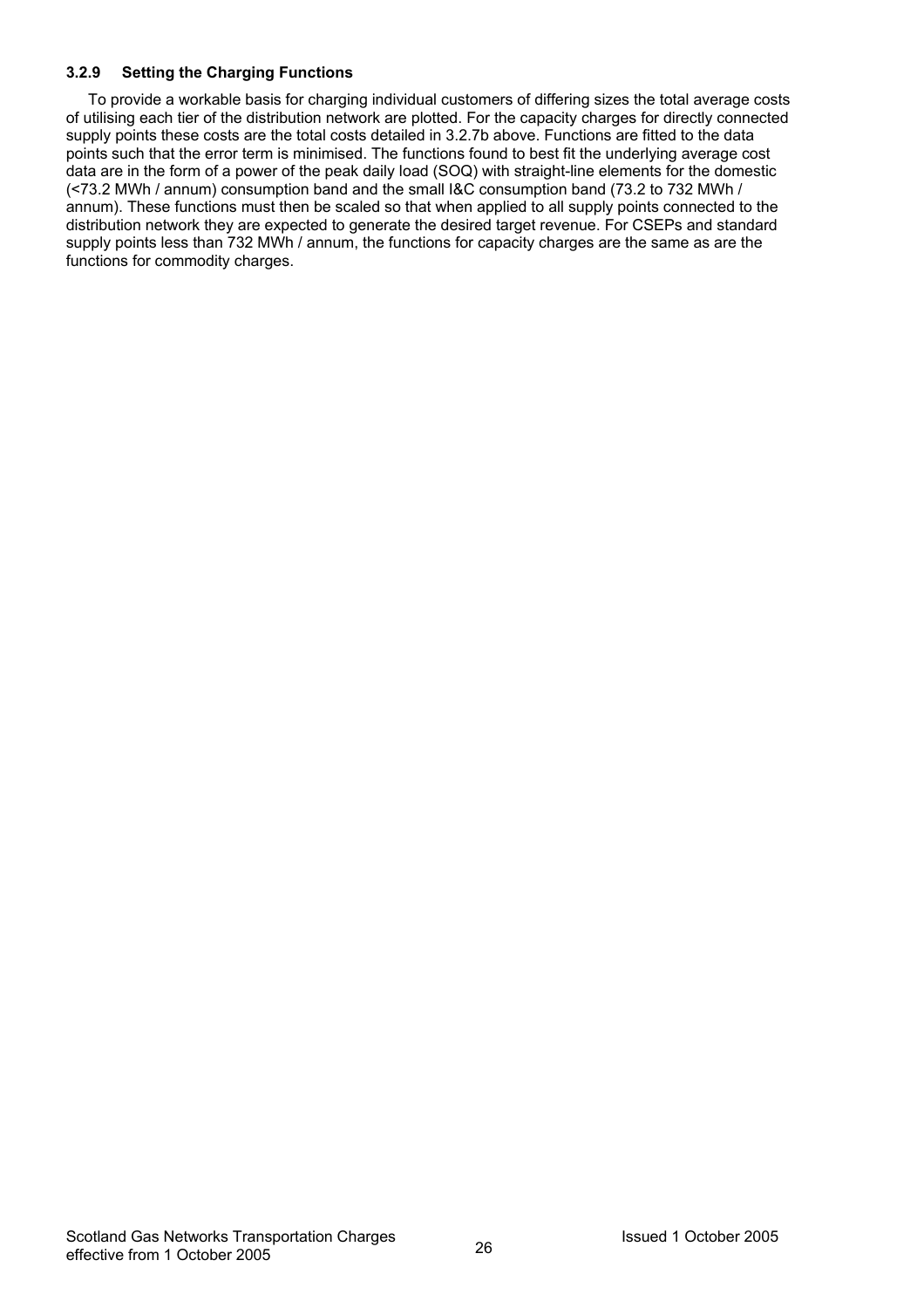### 3.2.9 Setting the Charging Functions

To provide a workable basis for charging individual customers of differing sizes the total average costs of utilising each tier of the distribution network are plotted. For the capacity charges for directly connected supply points these costs are the total costs detailed in 3.2.7b above. Functions are fitted to the data points such that the error term is minimised. The functions found to best fit the underlying average cost data are in the form of a power of the peak daily load (SOQ) with straight-line elements for the domestic (<73.2 MWh / annum) consumption band and the small I&C consumption band (73.2 to 732 MWh / annum). These functions must then be scaled so that when applied to all supply points connected to the distribution network they are expected to generate the desired target revenue. For CSEPs and standard supply points less than 732 MWh / annum, the functions for capacity charges are the same as are the functions for commodity charges.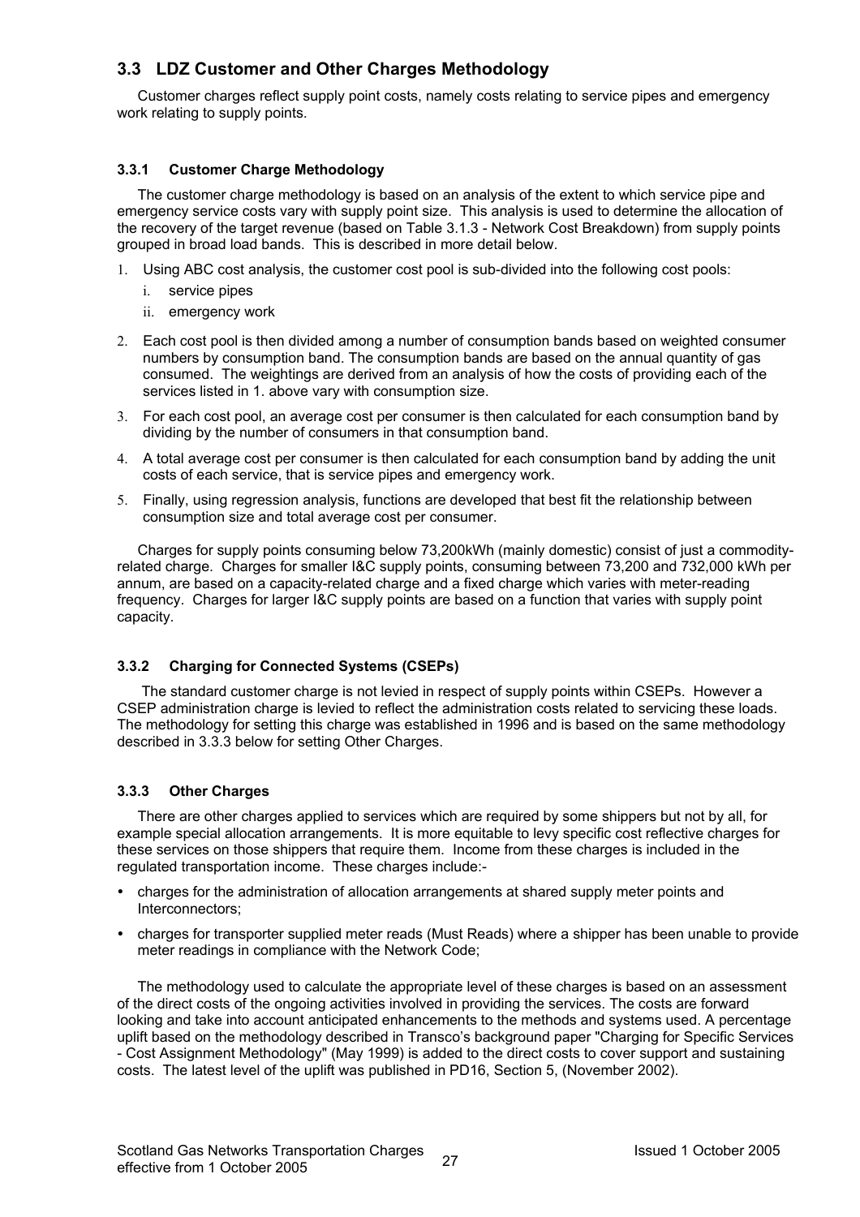## 3.3 LDZ Customer and Other Charges Methodology

Customer charges reflect supply point costs, namely costs relating to service pipes and emergency work relating to supply points.

### 3.3.1 Customer Charge Methodology

The customer charge methodology is based on an analysis of the extent to which service pipe and emergency service costs vary with supply point size. This analysis is used to determine the allocation of the recovery of the target revenue (based on Table 3.1.3 - Network Cost Breakdown) from supply points grouped in broad load bands. This is described in more detail below.

1. Using ABC cost analysis, the customer cost pool is sub-divided into the following cost pools:
   i. service pipes
   ii. emergency work
2. Each cost pool is then divided among a number of consumption bands based on weighted consumer numbers by consumption band. The consumption bands are based on the annual quantity of gas consumed. The weightings are derived from an analysis of how the costs of providing each of the services listed in 1. above vary with consumption size.
3. For each cost pool, an average cost per consumer is then calculated for each consumption band by dividing by the number of consumers in that consumption band.
4. A total average cost per consumer is then calculated for each consumption band by adding the unit costs of each service, that is service pipes and emergency work.
5. Finally, using regression analysis, functions are developed that best fit the relationship between consumption size and total average cost per consumer.

Charges for supply points consuming below 73,200kWh (mainly domestic) consist of just a commodity-related charge. Charges for smaller I&C supply points, consuming between 73,200 and 732,000 kWh per annum, are based on a capacity-related charge and a fixed charge which varies with meter-reading frequency. Charges for larger I&C supply points are based on a function that varies with supply point capacity.

### 3.3.2 Charging for Connected Systems (CSEPs)

The standard customer charge is not levied in respect of supply points within CSEPs. However a CSEP administration charge is levied to reflect the administration costs related to servicing these loads. The methodology for setting this charge was established in 1996 and is based on the same methodology described in 3.3.3 below for setting Other Charges.

### 3.3.3 Other Charges

There are other charges applied to services which are required by some shippers but not by all, for example special allocation arrangements. It is more equitable to levy specific cost reflective charges for these services on those shippers that require them. Income from these charges is included in the regulated transportation income. These charges include:-

- charges for the administration of allocation arrangements at shared supply meter points and Interconnectors;
- charges for transporter supplied meter reads (Must Reads) where a shipper has been unable to provide meter readings in compliance with the Network Code;

The methodology used to calculate the appropriate level of these charges is based on an assessment of the direct costs of the ongoing activities involved in providing the services. The costs are forward looking and take into account anticipated enhancements to the methods and systems used. A percentage uplift based on the methodology described in Transco's background paper "Charging for Specific Services - Cost Assignment Methodology" (May 1999) is added to the direct costs to cover support and sustaining costs. The latest level of the uplift was published in PD16, Section 5, (November 2002).